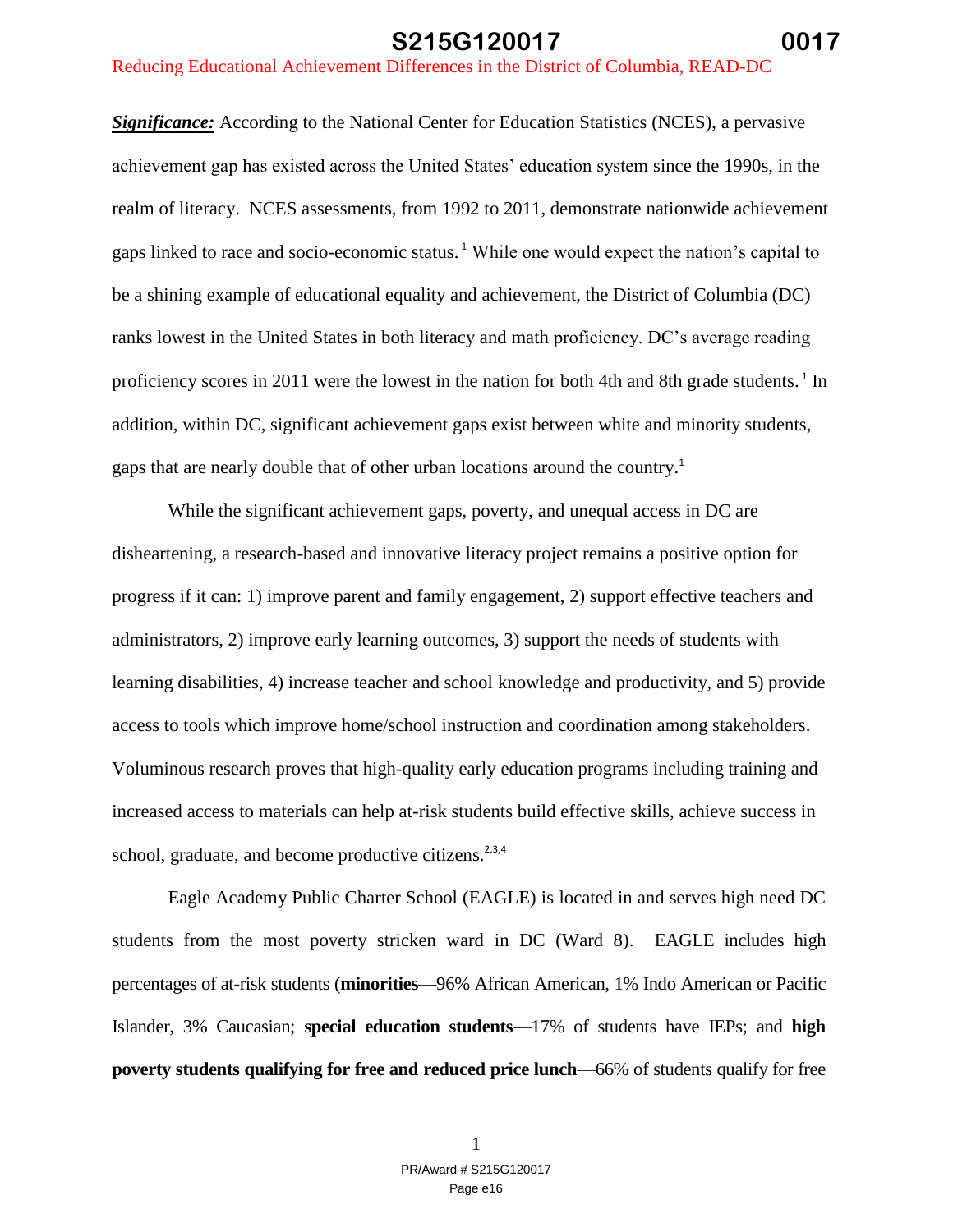***Significance:*** According to the National Center for Education Statistics (NCES), a pervasive achievement gap has existed across the United States' education system since the 1990s, in the realm of literacy. NCES assessments, from 1992 to 2011, demonstrate nationwide achievement gaps linked to race and socio-economic status.[1] While one would expect the nation's capital to be a shining example of educational equality and achievement, the District of Columbia (DC) ranks lowest in the United States in both literacy and math proficiency. DC's average reading proficiency scores in 2011 were the lowest in the nation for both 4th and 8th grade students.[1] In addition, within DC, significant achievement gaps exist between white and minority students, gaps that are nearly double that of other urban locations around the country.[1]

While the significant achievement gaps, poverty, and unequal access in DC are disheartening, a research-based and innovative literacy project remains a positive option for progress if it can: 1) improve parent and family engagement, 2) support effective teachers and administrators, 2) improve early learning outcomes, 3) support the needs of students with learning disabilities, 4) increase teacher and school knowledge and productivity, and 5) provide access to tools which improve home/school instruction and coordination among stakeholders. Voluminous research proves that high-quality early education programs including training and increased access to materials can help at-risk students build effective skills, achieve success in school, graduate, and become productive citizens.[2,3,4]

Eagle Academy Public Charter School (EAGLE) is located in and serves high need DC students from the most poverty stricken ward in DC (Ward 8). EAGLE includes high percentages of at-risk students (**minorities**—96% African American, 1% Indo American or Pacific Islander, 3% Caucasian; **special education students**—17% of students have IEPs; and **high poverty students qualifying for free and reduced price lunch**—66% of students qualify for free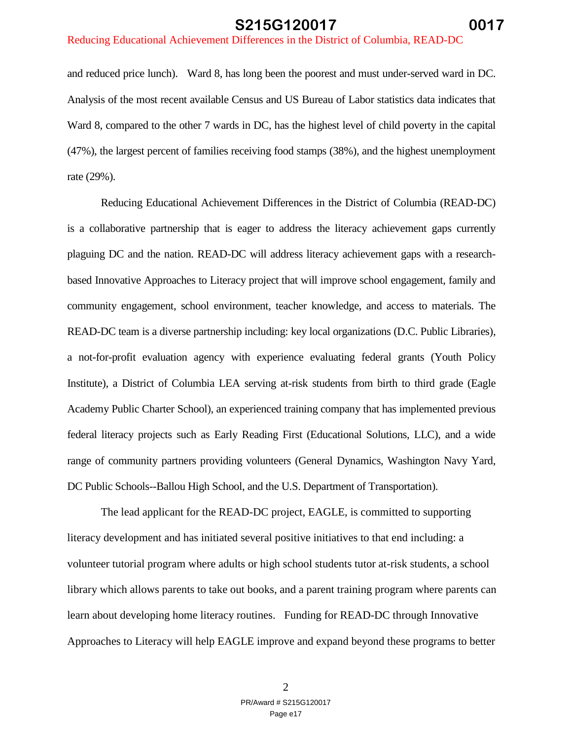and reduced price lunch). Ward 8, has long been the poorest and must under-served ward in DC. Analysis of the most recent available Census and US Bureau of Labor statistics data indicates that Ward 8, compared to the other 7 wards in DC, has the highest level of child poverty in the capital (47%), the largest percent of families receiving food stamps (38%), and the highest unemployment rate (29%).

Reducing Educational Achievement Differences in the District of Columbia (READ-DC) is a collaborative partnership that is eager to address the literacy achievement gaps currently plaguing DC and the nation. READ-DC will address literacy achievement gaps with a research-based Innovative Approaches to Literacy project that will improve school engagement, family and community engagement, school environment, teacher knowledge, and access to materials. The READ-DC team is a diverse partnership including: key local organizations (D.C. Public Libraries), a not-for-profit evaluation agency with experience evaluating federal grants (Youth Policy Institute), a District of Columbia LEA serving at-risk students from birth to third grade (Eagle Academy Public Charter School), an experienced training company that has implemented previous federal literacy projects such as Early Reading First (Educational Solutions, LLC), and a wide range of community partners providing volunteers (General Dynamics, Washington Navy Yard, DC Public Schools--Ballou High School, and the U.S. Department of Transportation).

The lead applicant for the READ-DC project, EAGLE, is committed to supporting literacy development and has initiated several positive initiatives to that end including: a volunteer tutorial program where adults or high school students tutor at-risk students, a school library which allows parents to take out books, and a parent training program where parents can learn about developing home literacy routines. Funding for READ-DC through Innovative Approaches to Literacy will help EAGLE improve and expand beyond these programs to better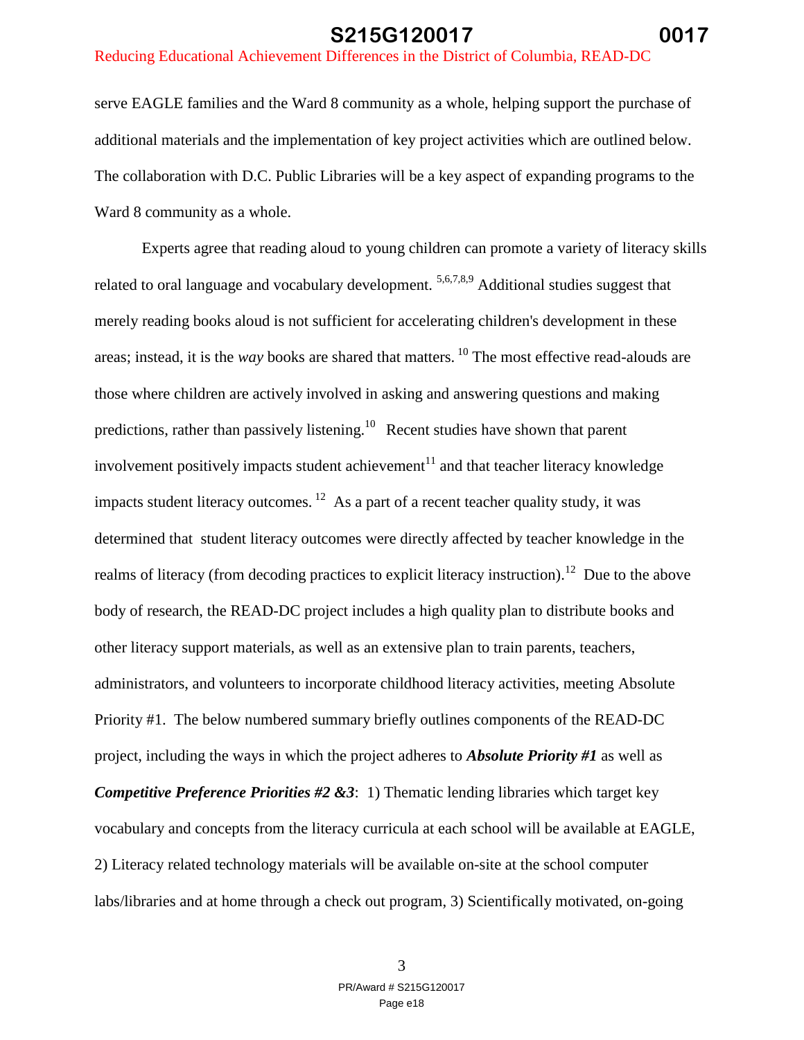serve EAGLE families and the Ward 8 community as a whole, helping support the purchase of additional materials and the implementation of key project activities which are outlined below. The collaboration with D.C. Public Libraries will be a key aspect of expanding programs to the Ward 8 community as a whole.

Experts agree that reading aloud to young children can promote a variety of literacy skills related to oral language and vocabulary development. [5,6,7,8,9] Additional studies suggest that merely reading books aloud is not sufficient for accelerating children's development in these areas; instead, it is the *way* books are shared that matters. [10] The most effective read-alouds are those where children are actively involved in asking and answering questions and making predictions, rather than passively listening.[10] Recent studies have shown that parent involvement positively impacts student achievement[11] and that teacher literacy knowledge impacts student literacy outcomes. [12] As a part of a recent teacher quality study, it was determined that student literacy outcomes were directly affected by teacher knowledge in the realms of literacy (from decoding practices to explicit literacy instruction).[12] Due to the above body of research, the READ-DC project includes a high quality plan to distribute books and other literacy support materials, as well as an extensive plan to train parents, teachers, administrators, and volunteers to incorporate childhood literacy activities, meeting Absolute Priority #1. The below numbered summary briefly outlines components of the READ-DC project, including the ways in which the project adheres to ***Absolute Priority #1*** as well as ***Competitive Preference Priorities #2 &3***: 1) Thematic lending libraries which target key vocabulary and concepts from the literacy curricula at each school will be available at EAGLE, 2) Literacy related technology materials will be available on-site at the school computer labs/libraries and at home through a check out program, 3) Scientifically motivated, on-going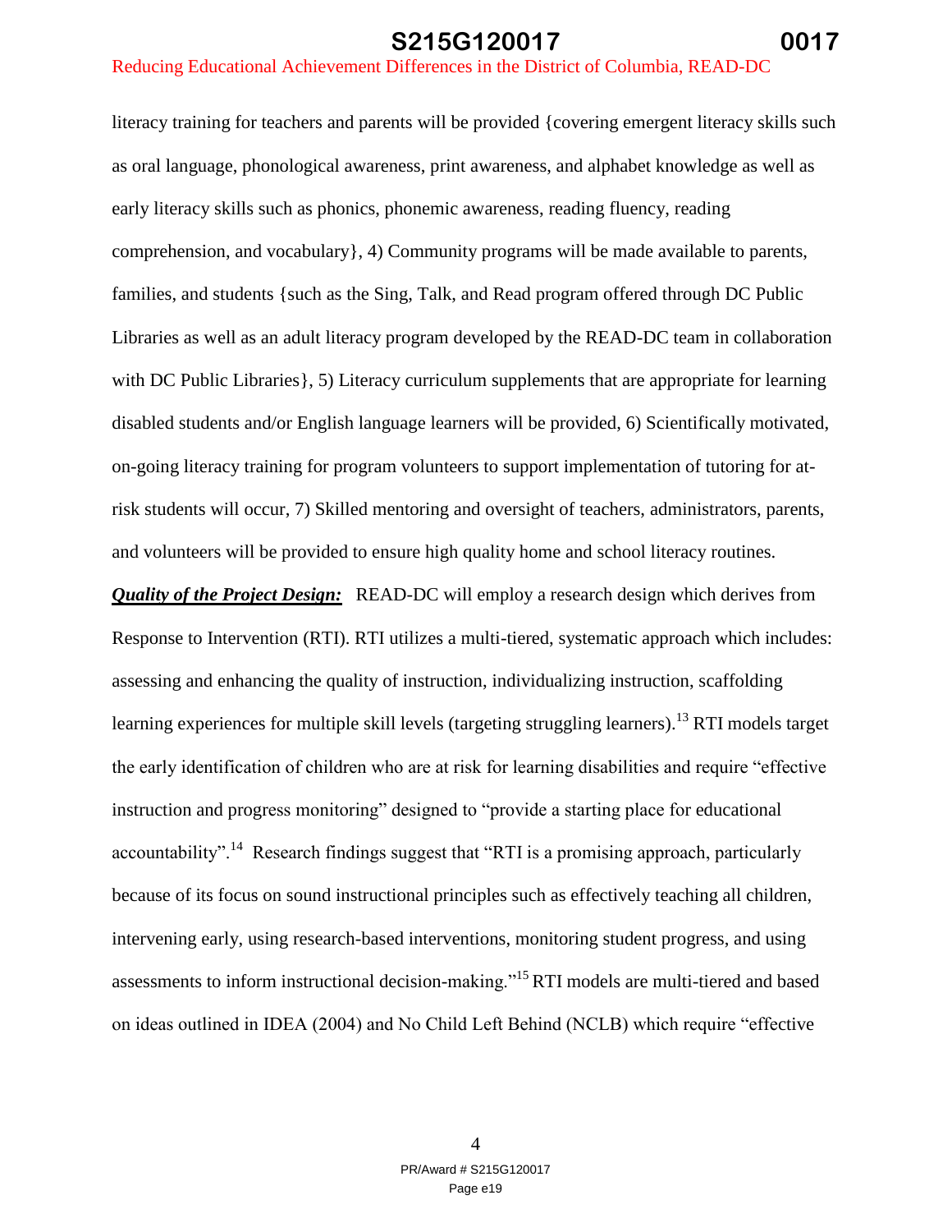literacy training for teachers and parents will be provided {covering emergent literacy skills such as oral language, phonological awareness, print awareness, and alphabet knowledge as well as early literacy skills such as phonics, phonemic awareness, reading fluency, reading comprehension, and vocabulary}, 4) Community programs will be made available to parents, families, and students {such as the Sing, Talk, and Read program offered through DC Public Libraries as well as an adult literacy program developed by the READ-DC team in collaboration with DC Public Libraries}, 5) Literacy curriculum supplements that are appropriate for learning disabled students and/or English language learners will be provided, 6) Scientifically motivated, on-going literacy training for program volunteers to support implementation of tutoring for at-risk students will occur, 7) Skilled mentoring and oversight of teachers, administrators, parents, and volunteers will be provided to ensure high quality home and school literacy routines.

***Quality of the Project Design:*** READ-DC will employ a research design which derives from Response to Intervention (RTI). RTI utilizes a multi-tiered, systematic approach which includes: assessing and enhancing the quality of instruction, individualizing instruction, scaffolding learning experiences for multiple skill levels (targeting struggling learners).[13] RTI models target the early identification of children who are at risk for learning disabilities and require "effective instruction and progress monitoring" designed to "provide a starting place for educational accountability".[14] Research findings suggest that "RTI is a promising approach, particularly because of its focus on sound instructional principles such as effectively teaching all children, intervening early, using research-based interventions, monitoring student progress, and using assessments to inform instructional decision-making."[15] RTI models are multi-tiered and based on ideas outlined in IDEA (2004) and No Child Left Behind (NCLB) which require "effective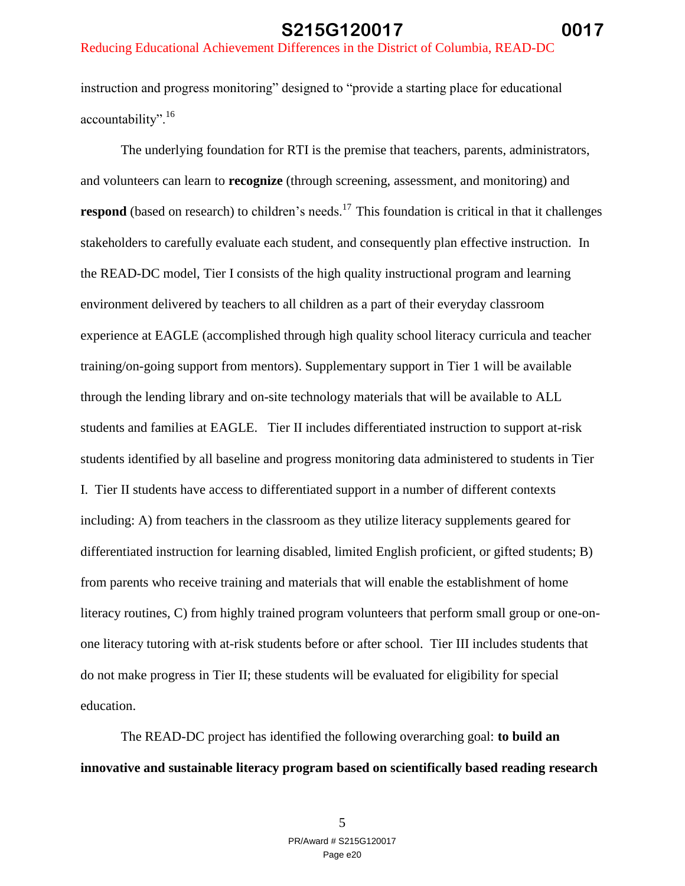instruction and progress monitoring" designed to "provide a starting place for educational accountability".[16]

The underlying foundation for RTI is the premise that teachers, parents, administrators, and volunteers can learn to **recognize** (through screening, assessment, and monitoring) and **respond** (based on research) to children's needs.[17] This foundation is critical in that it challenges stakeholders to carefully evaluate each student, and consequently plan effective instruction. In the READ-DC model, Tier I consists of the high quality instructional program and learning environment delivered by teachers to all children as a part of their everyday classroom experience at EAGLE (accomplished through high quality school literacy curricula and teacher training/on-going support from mentors). Supplementary support in Tier 1 will be available through the lending library and on-site technology materials that will be available to ALL students and families at EAGLE. Tier II includes differentiated instruction to support at-risk students identified by all baseline and progress monitoring data administered to students in Tier I. Tier II students have access to differentiated support in a number of different contexts including: A) from teachers in the classroom as they utilize literacy supplements geared for differentiated instruction for learning disabled, limited English proficient, or gifted students; B) from parents who receive training and materials that will enable the establishment of home literacy routines, C) from highly trained program volunteers that perform small group or one-on-one literacy tutoring with at-risk students before or after school. Tier III includes students that do not make progress in Tier II; these students will be evaluated for eligibility for special education.

The READ-DC project has identified the following overarching goal: **to build an innovative and sustainable literacy program based on scientifically based reading research**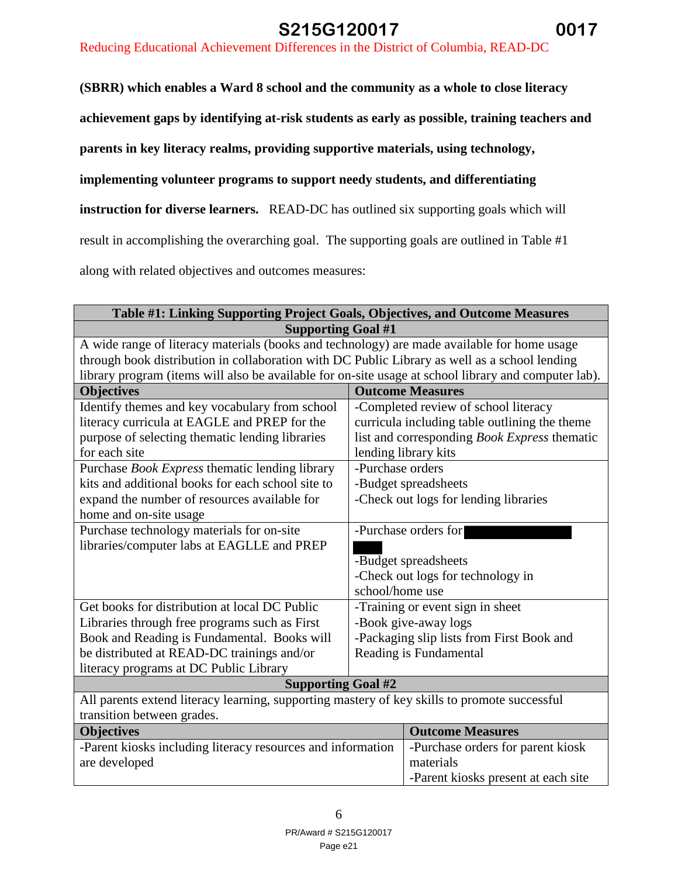**(SBRR) which enables a Ward 8 school and the community as a whole to close literacy achievement gaps by identifying at-risk students as early as possible, training teachers and parents in key literacy realms, providing supportive materials, using technology, implementing volunteer programs to support needy students, and differentiating instruction for diverse learners.** READ-DC has outlined six supporting goals which will result in accomplishing the overarching goal. The supporting goals are outlined in Table #1 along with related objectives and outcomes measures:

| **Table #1: Linking Supporting Project Goals, Objectives, and Outcome Measures** | |
|---|---|
| **Supporting Goal #1** | |
| A wide range of literacy materials (books and technology) are made available for home usage through book distribution in collaboration with DC Public Library as well as a school lending library program (items will also be available for on-site usage at school library and computer lab). | |
| **Objectives** | **Outcome Measures** |
| Identify themes and key vocabulary from school literacy curricula at EAGLE and PREP for the purpose of selecting thematic lending libraries for each site | -Completed review of school literacy curricula including table outlining the theme list and corresponding *Book Express* thematic lending library kits |
| Purchase *Book Express* thematic lending library kits and additional books for each school site to expand the number of resources available for home and on-site usage | -Purchase orders<br>-Budget spreadsheets<br>-Check out logs for lending libraries |
| Purchase technology materials for on-site libraries/computer labs at EAGLLE and PREP | -Purchase orders for [redacted]<br>-Budget spreadsheets<br>-Check out logs for technology in school/home use |
| Get books for distribution at local DC Public Libraries through free programs such as First Book and Reading is Fundamental. Books will be distributed at READ-DC trainings and/or literacy programs at DC Public Library | -Training or event sign in sheet<br>-Book give-away logs<br>-Packaging slip lists from First Book and Reading is Fundamental |
| **Supporting Goal #2** | |
| All parents extend literacy learning, supporting mastery of key skills to promote successful transition between grades. | |
| **Objectives** | **Outcome Measures** |
| -Parent kiosks including literacy resources and information are developed | -Purchase orders for parent kiosk materials<br>-Parent kiosks present at each site |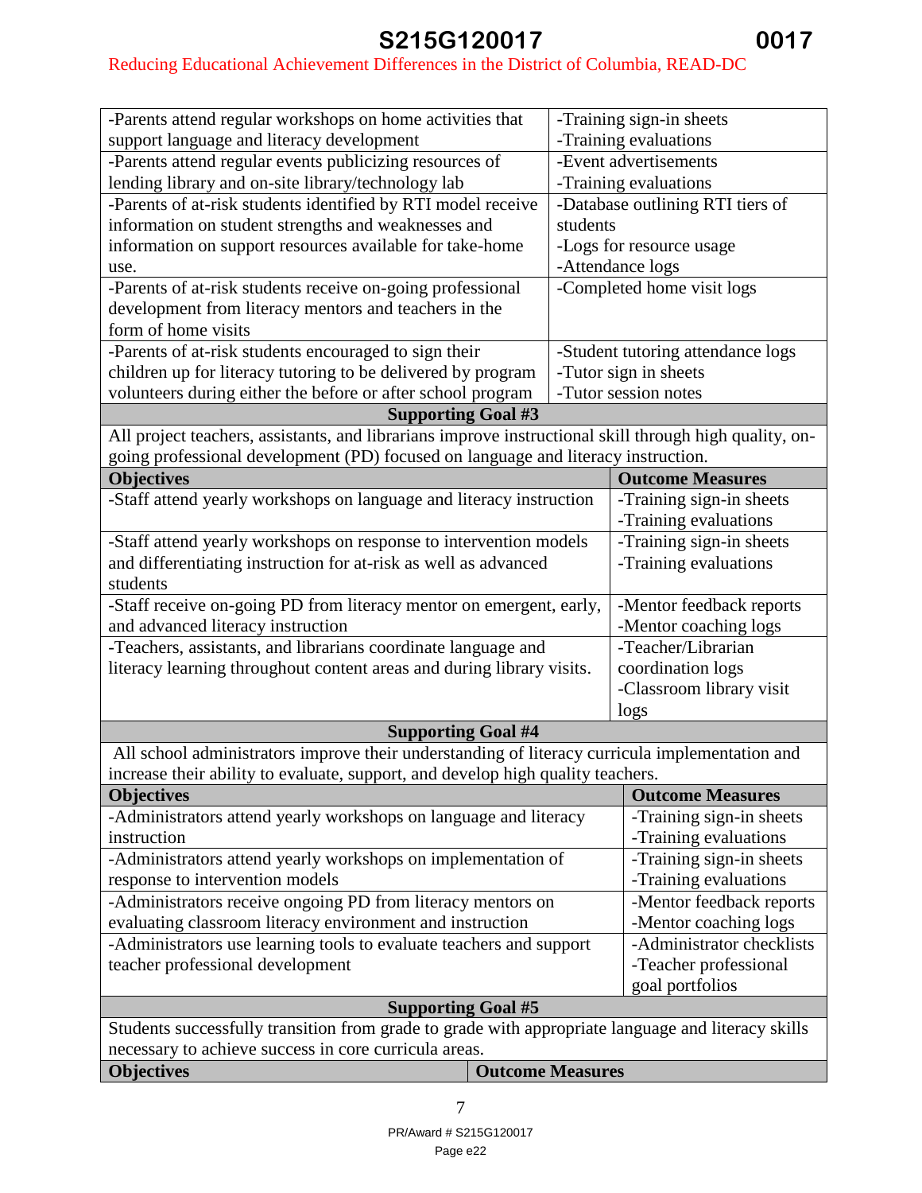| | |
|---|---|
| -Parents attend regular workshops on home activities that support language and literacy development | -Training sign-in sheets<br>-Training evaluations |
| -Parents attend regular events publicizing resources of lending library and on-site library/technology lab | -Event advertisements<br>-Training evaluations |
| -Parents of at-risk students identified by RTI model receive information on student strengths and weaknesses and information on support resources available for take-home use. | -Database outlining RTI tiers of students<br>-Logs for resource usage<br>-Attendance logs |
| -Parents of at-risk students receive on-going professional development from literacy mentors and teachers in the form of home visits | -Completed home visit logs |
| -Parents of at-risk students encouraged to sign their children up for literacy tutoring to be delivered by program volunteers during either the before or after school program | -Student tutoring attendance logs<br>-Tutor sign in sheets<br>-Tutor session notes |

**Supporting Goal #3**

All project teachers, assistants, and librarians improve instructional skill through high quality, on-going professional development (PD) focused on language and literacy instruction.

| Objectives | Outcome Measures |
|---|---|
| -Staff attend yearly workshops on language and literacy instruction | -Training sign-in sheets<br>-Training evaluations |
| -Staff attend yearly workshops on response to intervention models and differentiating instruction for at-risk as well as advanced students | -Training sign-in sheets<br>-Training evaluations |
| -Staff receive on-going PD from literacy mentor on emergent, early, and advanced literacy instruction | -Mentor feedback reports<br>-Mentor coaching logs |
| -Teachers, assistants, and librarians coordinate language and literacy learning throughout content areas and during library visits. | -Teacher/Librarian coordination logs<br>-Classroom library visit logs |

**Supporting Goal #4**

All school administrators improve their understanding of literacy curricula implementation and increase their ability to evaluate, support, and develop high quality teachers.

| Objectives | Outcome Measures |
|---|---|
| -Administrators attend yearly workshops on language and literacy instruction | -Training sign-in sheets<br>-Training evaluations |
| -Administrators attend yearly workshops on implementation of response to intervention models | -Training sign-in sheets<br>-Training evaluations |
| -Administrators receive ongoing PD from literacy mentors on evaluating classroom literacy environment and instruction | -Mentor feedback reports<br>-Mentor coaching logs |
| -Administrators use learning tools to evaluate teachers and support teacher professional development | -Administrator checklists<br>-Teacher professional goal portfolios |

**Supporting Goal #5**

Students successfully transition from grade to grade with appropriate language and literacy skills necessary to achieve success in core curricula areas.

| Objectives | Outcome Measures |
|---|---|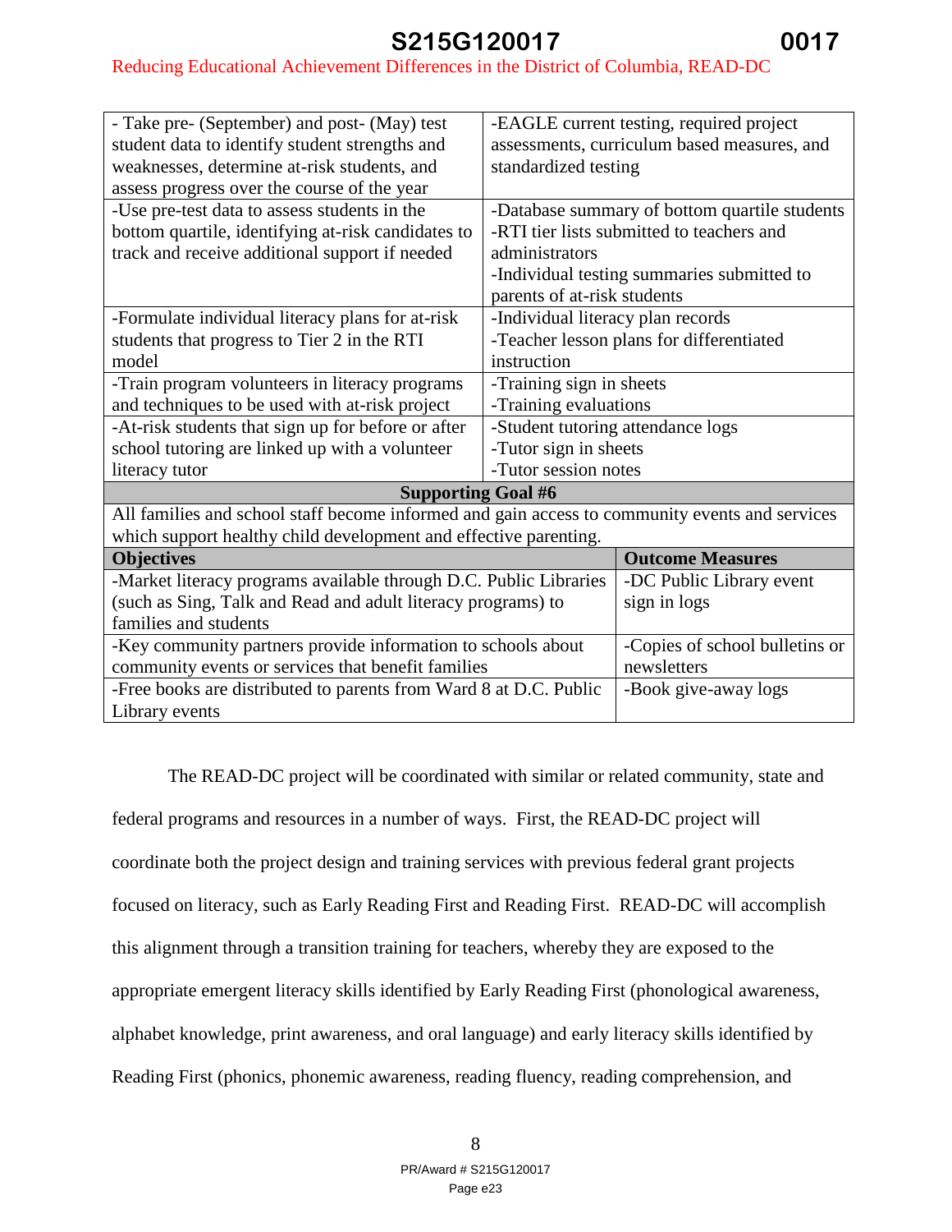| | |
|---|---|
| - Take pre- (September) and post- (May) test student data to identify student strengths and weaknesses, determine at-risk students, and assess progress over the course of the year | -EAGLE current testing, required project assessments, curriculum based measures, and standardized testing |
| -Use pre-test data to assess students in the bottom quartile, identifying at-risk candidates to track and receive additional support if needed | -Database summary of bottom quartile students<br>-RTI tier lists submitted to teachers and administrators<br>-Individual testing summaries submitted to parents of at-risk students |
| -Formulate individual literacy plans for at-risk students that progress to Tier 2 in the RTI model | -Individual literacy plan records<br>-Teacher lesson plans for differentiated instruction |
| -Train program volunteers in literacy programs and techniques to be used with at-risk project | -Training sign in sheets<br>-Training evaluations |
| -At-risk students that sign up for before or after school tutoring are linked up with a volunteer literacy tutor | -Student tutoring attendance logs<br>-Tutor sign in sheets<br>-Tutor session notes |

| **Supporting Goal #6** | |
|---|---|
| All families and school staff become informed and gain access to community events and services which support healthy child development and effective parenting. | |
| **Objectives** | **Outcome Measures** |
| -Market literacy programs available through D.C. Public Libraries (such as Sing, Talk and Read and adult literacy programs) to families and students | -DC Public Library event sign in logs |
| -Key community partners provide information to schools about community events or services that benefit families | -Copies of school bulletins or newsletters |
| -Free books are distributed to parents from Ward 8 at D.C. Public Library events | -Book give-away logs |

The READ-DC project will be coordinated with similar or related community, state and federal programs and resources in a number of ways. First, the READ-DC project will coordinate both the project design and training services with previous federal grant projects focused on literacy, such as Early Reading First and Reading First. READ-DC will accomplish this alignment through a transition training for teachers, whereby they are exposed to the appropriate emergent literacy skills identified by Early Reading First (phonological awareness, alphabet knowledge, print awareness, and oral language) and early literacy skills identified by Reading First (phonics, phonemic awareness, reading fluency, reading comprehension, and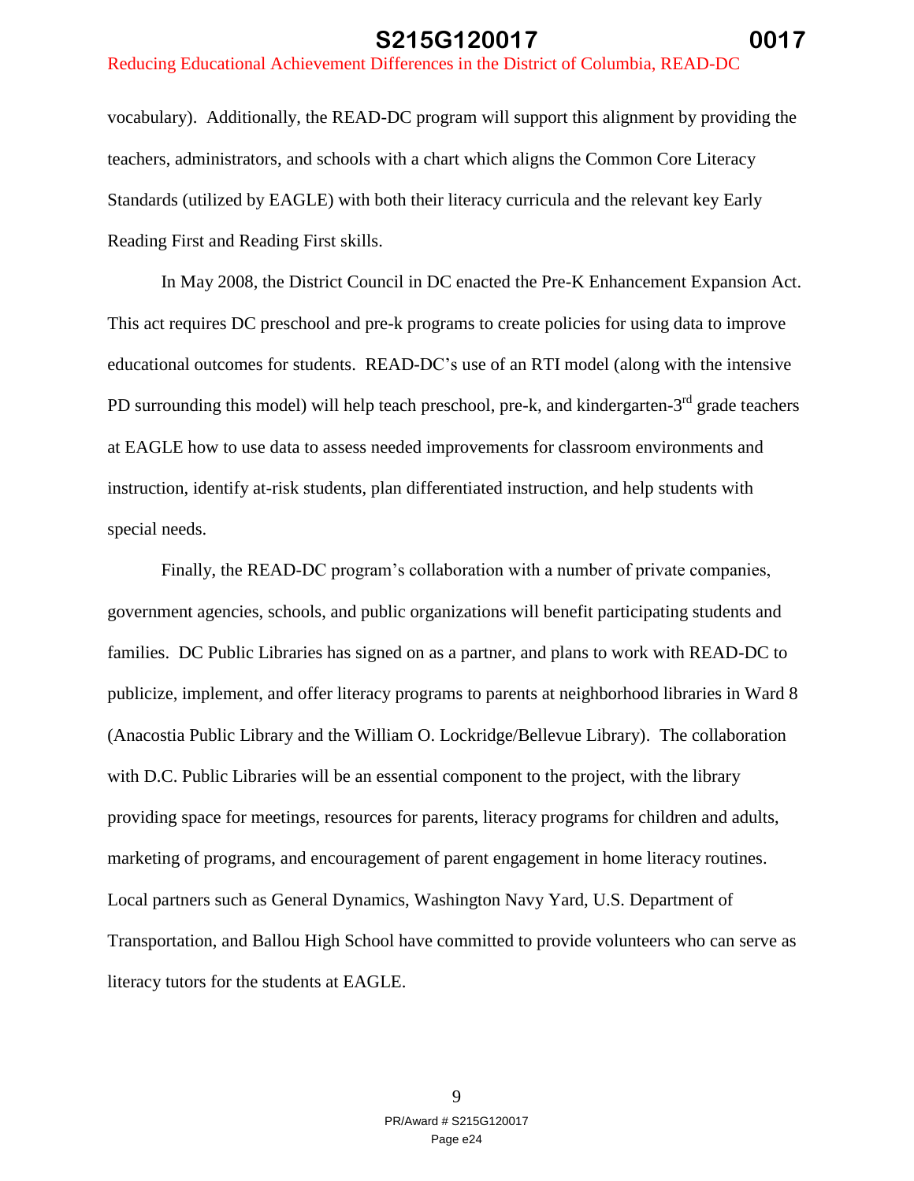vocabulary). Additionally, the READ-DC program will support this alignment by providing the teachers, administrators, and schools with a chart which aligns the Common Core Literacy Standards (utilized by EAGLE) with both their literacy curricula and the relevant key Early Reading First and Reading First skills.

In May 2008, the District Council in DC enacted the Pre-K Enhancement Expansion Act. This act requires DC preschool and pre-k programs to create policies for using data to improve educational outcomes for students. READ-DC's use of an RTI model (along with the intensive PD surrounding this model) will help teach preschool, pre-k, and kindergarten-3rd grade teachers at EAGLE how to use data to assess needed improvements for classroom environments and instruction, identify at-risk students, plan differentiated instruction, and help students with special needs.

Finally, the READ-DC program's collaboration with a number of private companies, government agencies, schools, and public organizations will benefit participating students and families. DC Public Libraries has signed on as a partner, and plans to work with READ-DC to publicize, implement, and offer literacy programs to parents at neighborhood libraries in Ward 8 (Anacostia Public Library and the William O. Lockridge/Bellevue Library). The collaboration with D.C. Public Libraries will be an essential component to the project, with the library providing space for meetings, resources for parents, literacy programs for children and adults, marketing of programs, and encouragement of parent engagement in home literacy routines. Local partners such as General Dynamics, Washington Navy Yard, U.S. Department of Transportation, and Ballou High School have committed to provide volunteers who can serve as literacy tutors for the students at EAGLE.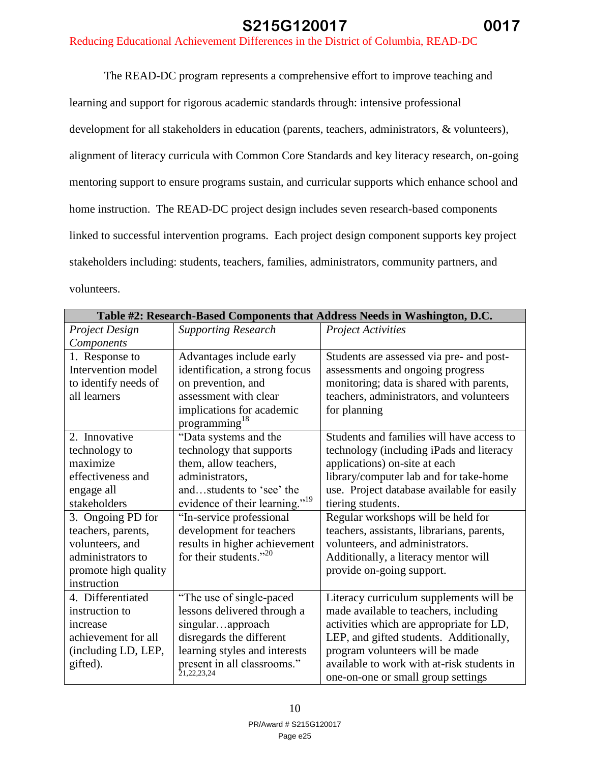The READ-DC program represents a comprehensive effort to improve teaching and learning and support for rigorous academic standards through: intensive professional development for all stakeholders in education (parents, teachers, administrators, & volunteers), alignment of literacy curricula with Common Core Standards and key literacy research, on-going mentoring support to ensure programs sustain, and curricular supports which enhance school and home instruction. The READ-DC project design includes seven research-based components linked to successful intervention programs. Each project design component supports key project stakeholders including: students, teachers, families, administrators, community partners, and volunteers.

| Table #2: Research-Based Components that Address Needs in Washington, D.C. | | |
|---|---|---|
| *Project Design Components* | *Supporting Research* | *Project Activities* |
| 1. Response to Intervention model to identify needs of all learners | Advantages include early identification, a strong focus on prevention, and assessment with clear implications for academic programming[18] | Students are assessed via pre- and post-assessments and ongoing progress monitoring; data is shared with parents, teachers, administrators, and volunteers for planning |
| 2. Innovative technology to maximize effectiveness and engage all stakeholders | "Data systems and the technology that supports them, allow teachers, administrators, and…students to 'see' the evidence of their learning."[19] | Students and families will have access to technology (including iPads and literacy applications) on-site at each library/computer lab and for take-home use. Project database available for easily tiering students. |
| 3. Ongoing PD for teachers, parents, volunteers, and administrators to promote high quality instruction | "In-service professional development for teachers results in higher achievement for their students."[20] | Regular workshops will be held for teachers, assistants, librarians, parents, volunteers, and administrators. Additionally, a literacy mentor will provide on-going support. |
| 4. Differentiated instruction to increase achievement for all (including LD, LEP, gifted). | "The use of single-paced lessons delivered through a singular…approach disregards the different learning styles and interests present in all classrooms."[21,22,23,24] | Literacy curriculum supplements will be made available to teachers, including activities which are appropriate for LD, LEP, and gifted students. Additionally, program volunteers will be made available to work with at-risk students in one-on-one or small group settings |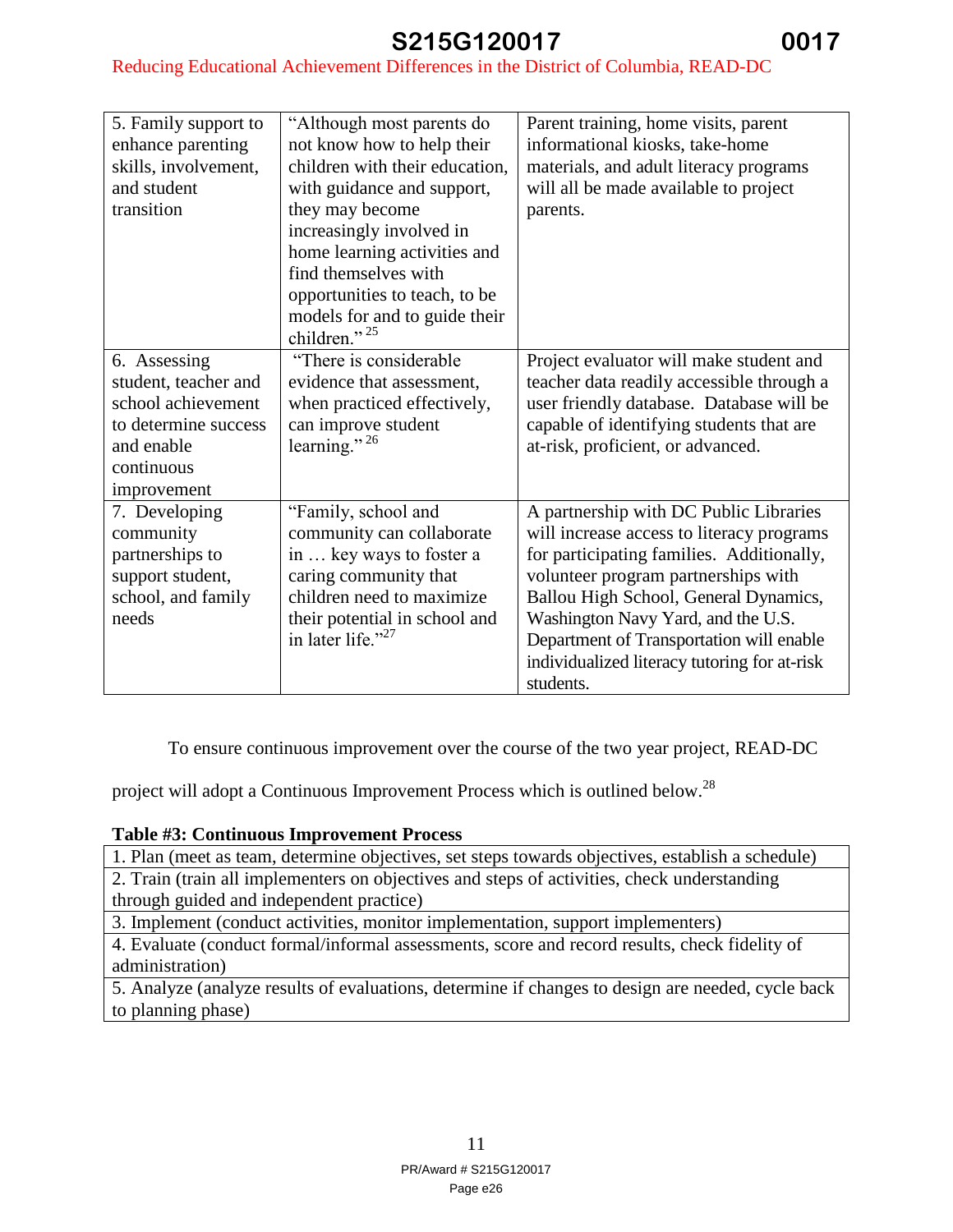| 5. Family support to enhance parenting skills, involvement, and student transition | "Although most parents do not know how to help their children with their education, with guidance and support, they may become increasingly involved in home learning activities and find themselves with opportunities to teach, to be models for and to guide their children." [25] | Parent training, home visits, parent informational kiosks, take-home materials, and adult literacy programs will all be made available to project parents. |
|---|---|---|
| 6. Assessing student, teacher and school achievement to determine success and enable continuous improvement | "There is considerable evidence that assessment, when practiced effectively, can improve student learning." [26] | Project evaluator will make student and teacher data readily accessible through a user friendly database. Database will be capable of identifying students that are at-risk, proficient, or advanced. |
| 7. Developing community partnerships to support student, school, and family needs | "Family, school and community can collaborate in … key ways to foster a caring community that children need to maximize their potential in school and in later life."[27] | A partnership with DC Public Libraries will increase access to literacy programs for participating families. Additionally, volunteer program partnerships with Ballou High School, General Dynamics, Washington Navy Yard, and the U.S. Department of Transportation will enable individualized literacy tutoring for at-risk students. |

To ensure continuous improvement over the course of the two year project, READ-DC project will adopt a Continuous Improvement Process which is outlined below.[28]

**Table #3: Continuous Improvement Process**

| |
|---|
| 1. Plan (meet as team, determine objectives, set steps towards objectives, establish a schedule) |
| 2. Train (train all implementers on objectives and steps of activities, check understanding through guided and independent practice) |
| 3. Implement (conduct activities, monitor implementation, support implementers) |
| 4. Evaluate (conduct formal/informal assessments, score and record results, check fidelity of administration) |
| 5. Analyze (analyze results of evaluations, determine if changes to design are needed, cycle back to planning phase) |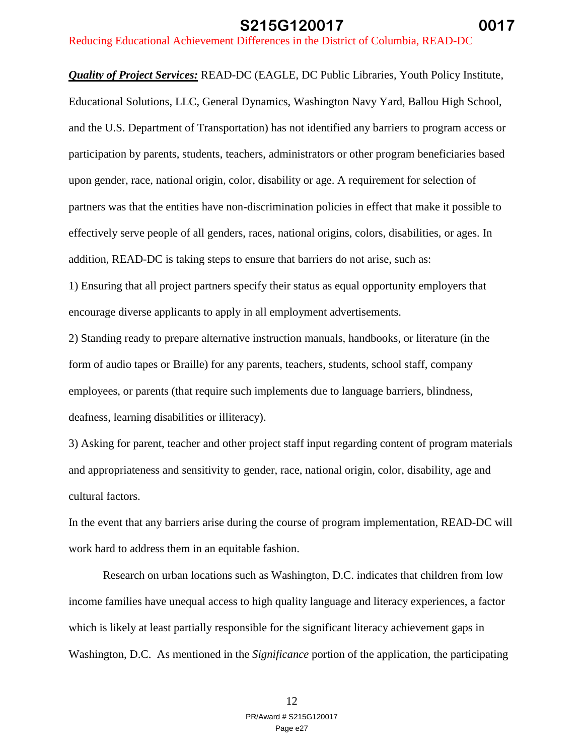***Quality of Project Services:*** READ-DC (EAGLE, DC Public Libraries, Youth Policy Institute, Educational Solutions, LLC, General Dynamics, Washington Navy Yard, Ballou High School, and the U.S. Department of Transportation) has not identified any barriers to program access or participation by parents, students, teachers, administrators or other program beneficiaries based upon gender, race, national origin, color, disability or age. A requirement for selection of partners was that the entities have non-discrimination policies in effect that make it possible to effectively serve people of all genders, races, national origins, colors, disabilities, or ages. In addition, READ-DC is taking steps to ensure that barriers do not arise, such as:

1) Ensuring that all project partners specify their status as equal opportunity employers that encourage diverse applicants to apply in all employment advertisements.

2) Standing ready to prepare alternative instruction manuals, handbooks, or literature (in the form of audio tapes or Braille) for any parents, teachers, students, school staff, company employees, or parents (that require such implements due to language barriers, blindness, deafness, learning disabilities or illiteracy).

3) Asking for parent, teacher and other project staff input regarding content of program materials and appropriateness and sensitivity to gender, race, national origin, color, disability, age and cultural factors.

In the event that any barriers arise during the course of program implementation, READ-DC will work hard to address them in an equitable fashion.

Research on urban locations such as Washington, D.C. indicates that children from low income families have unequal access to high quality language and literacy experiences, a factor which is likely at least partially responsible for the significant literacy achievement gaps in Washington, D.C. As mentioned in the *Significance* portion of the application, the participating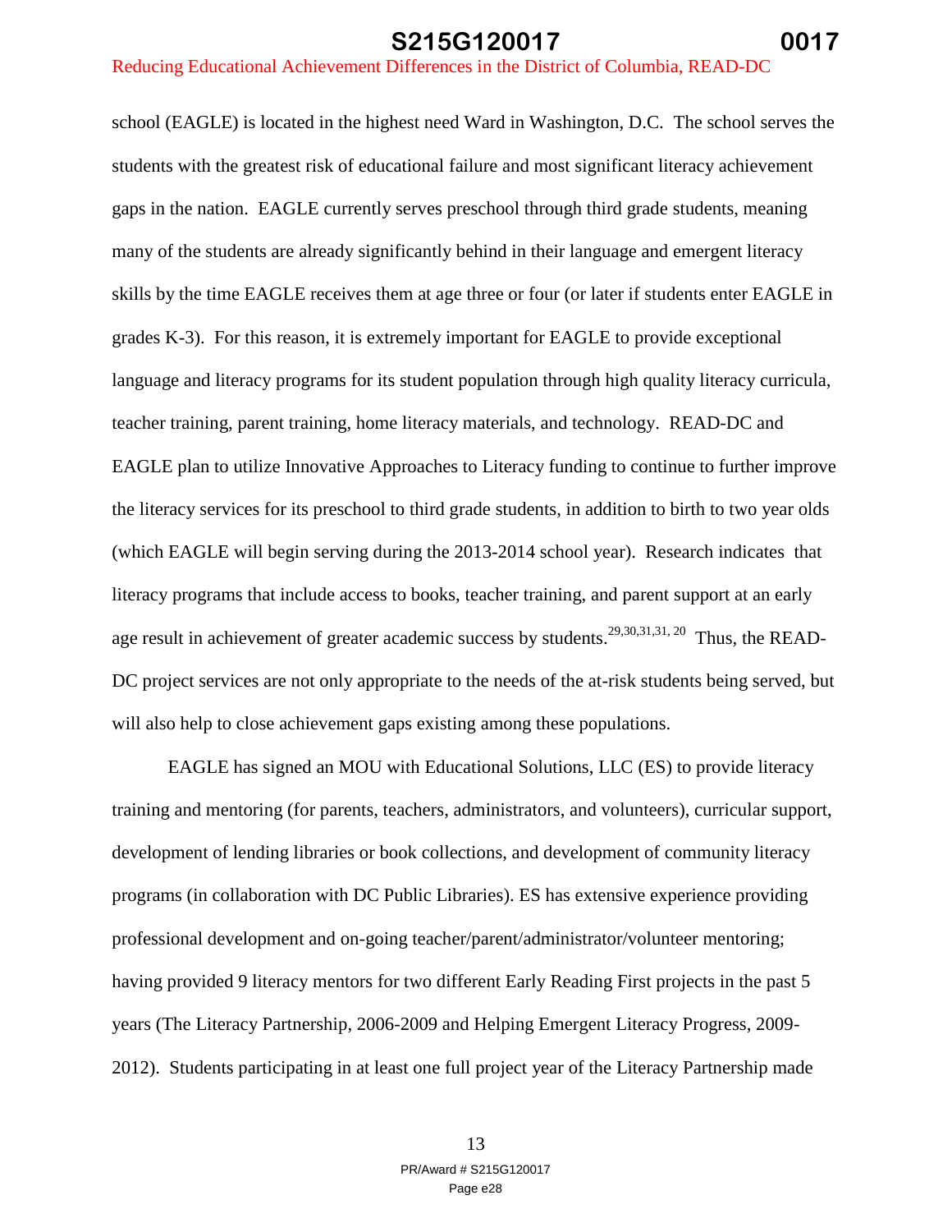school (EAGLE) is located in the highest need Ward in Washington, D.C. The school serves the students with the greatest risk of educational failure and most significant literacy achievement gaps in the nation. EAGLE currently serves preschool through third grade students, meaning many of the students are already significantly behind in their language and emergent literacy skills by the time EAGLE receives them at age three or four (or later if students enter EAGLE in grades K-3). For this reason, it is extremely important for EAGLE to provide exceptional language and literacy programs for its student population through high quality literacy curricula, teacher training, parent training, home literacy materials, and technology. READ-DC and EAGLE plan to utilize Innovative Approaches to Literacy funding to continue to further improve the literacy services for its preschool to third grade students, in addition to birth to two year olds (which EAGLE will begin serving during the 2013-2014 school year). Research indicates that literacy programs that include access to books, teacher training, and parent support at an early age result in achievement of greater academic success by students.[29,30,31,31, 20] Thus, the READ-DC project services are not only appropriate to the needs of the at-risk students being served, but will also help to close achievement gaps existing among these populations.

EAGLE has signed an MOU with Educational Solutions, LLC (ES) to provide literacy training and mentoring (for parents, teachers, administrators, and volunteers), curricular support, development of lending libraries or book collections, and development of community literacy programs (in collaboration with DC Public Libraries). ES has extensive experience providing professional development and on-going teacher/parent/administrator/volunteer mentoring; having provided 9 literacy mentors for two different Early Reading First projects in the past 5 years (The Literacy Partnership, 2006-2009 and Helping Emergent Literacy Progress, 2009-2012). Students participating in at least one full project year of the Literacy Partnership made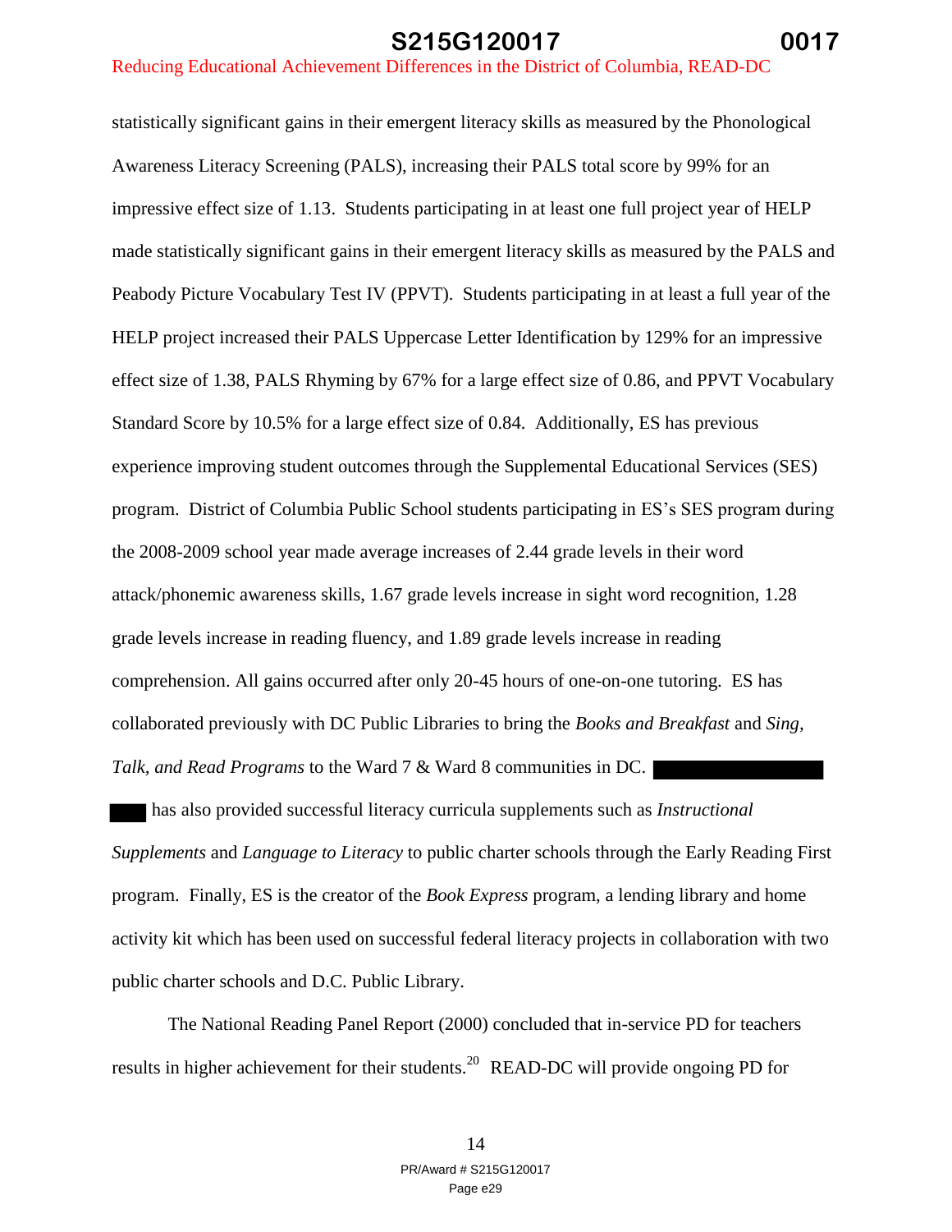statistically significant gains in their emergent literacy skills as measured by the Phonological Awareness Literacy Screening (PALS), increasing their PALS total score by 99% for an impressive effect size of 1.13. Students participating in at least one full project year of HELP made statistically significant gains in their emergent literacy skills as measured by the PALS and Peabody Picture Vocabulary Test IV (PPVT). Students participating in at least a full year of the HELP project increased their PALS Uppercase Letter Identification by 129% for an impressive effect size of 1.38, PALS Rhyming by 67% for a large effect size of 0.86, and PPVT Vocabulary Standard Score by 10.5% for a large effect size of 0.84. Additionally, ES has previous experience improving student outcomes through the Supplemental Educational Services (SES) program. District of Columbia Public School students participating in ES's SES program during the 2008-2009 school year made average increases of 2.44 grade levels in their word attack/phonemic awareness skills, 1.67 grade levels increase in sight word recognition, 1.28 grade levels increase in reading fluency, and 1.89 grade levels increase in reading comprehension. All gains occurred after only 20-45 hours of one-on-one tutoring. ES has collaborated previously with DC Public Libraries to bring the *Books and Breakfast* and *Sing, Talk, and Read Programs* to the Ward 7 & Ward 8 communities in DC. ██████████ ███ has also provided successful literacy curricula supplements such as *Instructional Supplements* and *Language to Literacy* to public charter schools through the Early Reading First program. Finally, ES is the creator of the *Book Express* program, a lending library and home activity kit which has been used on successful federal literacy projects in collaboration with two public charter schools and D.C. Public Library.

The National Reading Panel Report (2000) concluded that in-service PD for teachers results in higher achievement for their students.[20] READ-DC will provide ongoing PD for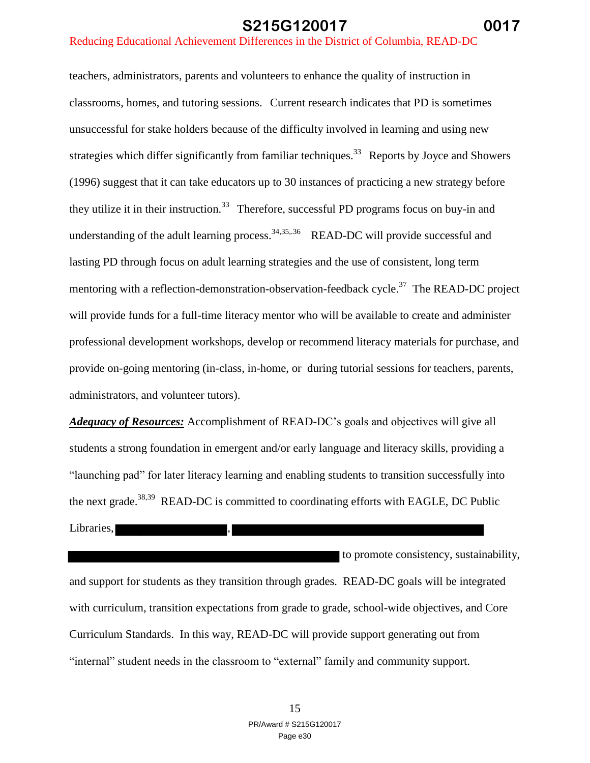teachers, administrators, parents and volunteers to enhance the quality of instruction in classrooms, homes, and tutoring sessions. Current research indicates that PD is sometimes unsuccessful for stake holders because of the difficulty involved in learning and using new strategies which differ significantly from familiar techniques.[33] Reports by Joyce and Showers (1996) suggest that it can take educators up to 30 instances of practicing a new strategy before they utilize it in their instruction.[33] Therefore, successful PD programs focus on buy-in and understanding of the adult learning process.[34,35,.36] READ-DC will provide successful and lasting PD through focus on adult learning strategies and the use of consistent, long term mentoring with a reflection-demonstration-observation-feedback cycle.[37] The READ-DC project will provide funds for a full-time literacy mentor who will be available to create and administer professional development workshops, develop or recommend literacy materials for purchase, and provide on-going mentoring (in-class, in-home, or during tutorial sessions for teachers, parents, administrators, and volunteer tutors).

***Adequacy of Resources:*** Accomplishment of READ-DC's goals and objectives will give all students a strong foundation in emergent and/or early language and literacy skills, providing a "launching pad" for later literacy learning and enabling students to transition successfully into the next grade.[38,39] READ-DC is committed to coordinating efforts with EAGLE, DC Public Libraries, [REDACTED], [REDACTED] [REDACTED] to promote consistency, sustainability, and support for students as they transition through grades. READ-DC goals will be integrated with curriculum, transition expectations from grade to grade, school-wide objectives, and Core Curriculum Standards. In this way, READ-DC will provide support generating out from "internal" student needs in the classroom to "external" family and community support.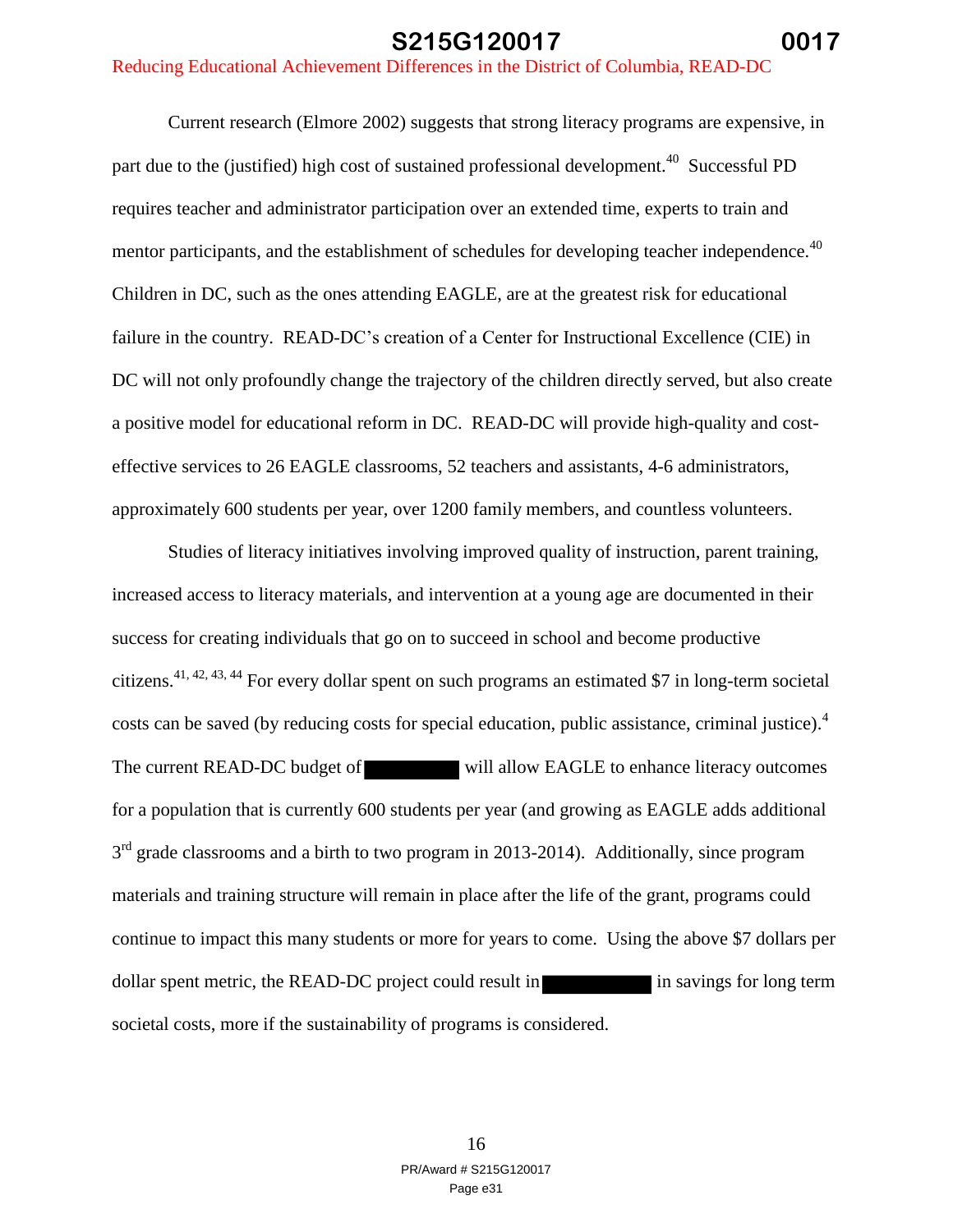Current research (Elmore 2002) suggests that strong literacy programs are expensive, in part due to the (justified) high cost of sustained professional development.[40] Successful PD requires teacher and administrator participation over an extended time, experts to train and mentor participants, and the establishment of schedules for developing teacher independence.[40] Children in DC, such as the ones attending EAGLE, are at the greatest risk for educational failure in the country. READ-DC's creation of a Center for Instructional Excellence (CIE) in DC will not only profoundly change the trajectory of the children directly served, but also create a positive model for educational reform in DC. READ-DC will provide high-quality and cost-effective services to 26 EAGLE classrooms, 52 teachers and assistants, 4-6 administrators, approximately 600 students per year, over 1200 family members, and countless volunteers.

Studies of literacy initiatives involving improved quality of instruction, parent training, increased access to literacy materials, and intervention at a young age are documented in their success for creating individuals that go on to succeed in school and become productive citizens.[41, 42, 43, 44] For every dollar spent on such programs an estimated $7 in long-term societal costs can be saved (by reducing costs for special education, public assistance, criminal justice).[4] The current READ-DC budget of [REDACTED] will allow EAGLE to enhance literacy outcomes for a population that is currently 600 students per year (and growing as EAGLE adds additional 3rd grade classrooms and a birth to two program in 2013-2014). Additionally, since program materials and training structure will remain in place after the life of the grant, programs could continue to impact this many students or more for years to come. Using the above $7 dollars per dollar spent metric, the READ-DC project could result in [REDACTED] in savings for long term societal costs, more if the sustainability of programs is considered.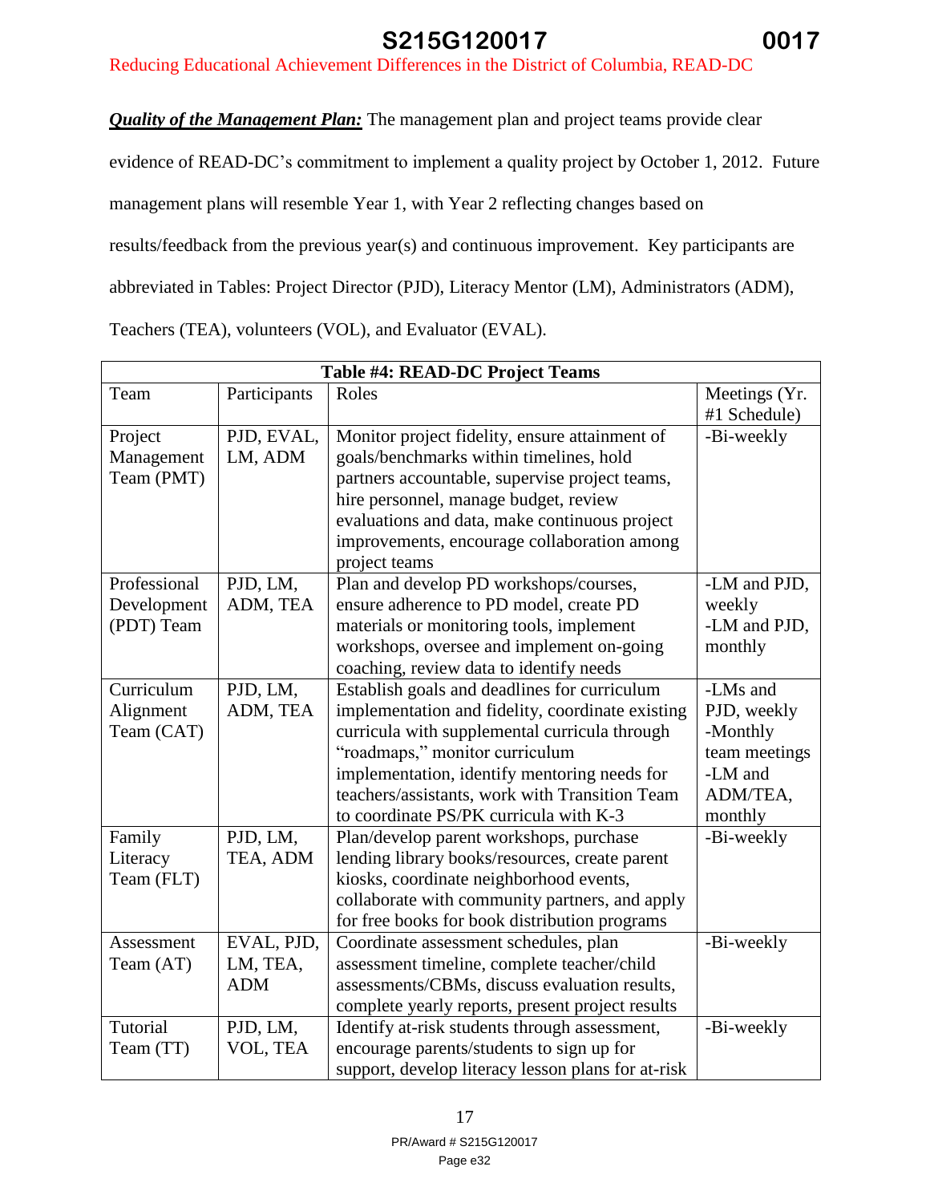***Quality of the Management Plan:*** The management plan and project teams provide clear evidence of READ-DC's commitment to implement a quality project by October 1, 2012. Future management plans will resemble Year 1, with Year 2 reflecting changes based on results/feedback from the previous year(s) and continuous improvement. Key participants are abbreviated in Tables: Project Director (PJD), Literacy Mentor (LM), Administrators (ADM), Teachers (TEA), volunteers (VOL), and Evaluator (EVAL).

**Table #4: READ-DC Project Teams**

| Team | Participants | Roles | Meetings (Yr. #1 Schedule) |
|---|---|---|---|
| Project Management Team (PMT) | PJD, EVAL, LM, ADM | Monitor project fidelity, ensure attainment of goals/benchmarks within timelines, hold partners accountable, supervise project teams, hire personnel, manage budget, review evaluations and data, make continuous project improvements, encourage collaboration among project teams | -Bi-weekly |
| Professional Development (PDT) Team | PJD, LM, ADM, TEA | Plan and develop PD workshops/courses, ensure adherence to PD model, create PD materials or monitoring tools, implement workshops, oversee and implement on-going coaching, review data to identify needs | -LM and PJD, weekly<br>-LM and PJD, monthly |
| Curriculum Alignment Team (CAT) | PJD, LM, ADM, TEA | Establish goals and deadlines for curriculum implementation and fidelity, coordinate existing curricula with supplemental curricula through "roadmaps," monitor curriculum implementation, identify mentoring needs for teachers/assistants, work with Transition Team to coordinate PS/PK curricula with K-3 | -LMs and PJD, weekly<br>-Monthly team meetings<br>-LM and ADM/TEA, monthly |
| Family Literacy Team (FLT) | PJD, LM, TEA, ADM | Plan/develop parent workshops, purchase lending library books/resources, create parent kiosks, coordinate neighborhood events, collaborate with community partners, and apply for free books for book distribution programs | -Bi-weekly |
| Assessment Team (AT) | EVAL, PJD, LM, TEA, ADM | Coordinate assessment schedules, plan assessment timeline, complete teacher/child assessments/CBMs, discuss evaluation results, complete yearly reports, present project results | -Bi-weekly |
| Tutorial Team (TT) | PJD, LM, VOL, TEA | Identify at-risk students through assessment, encourage parents/students to sign up for support, develop literacy lesson plans for at-risk | -Bi-weekly |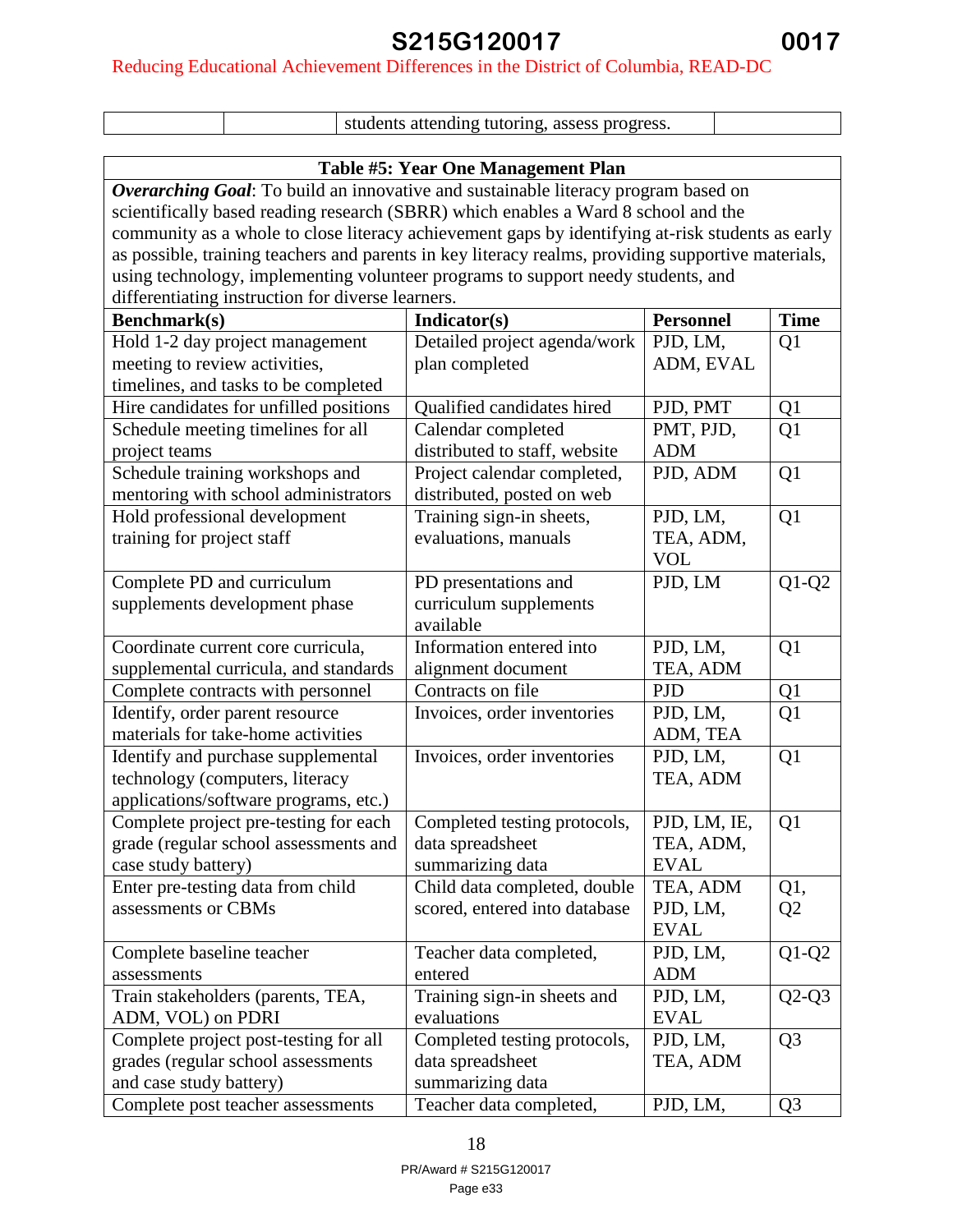| | | students attending tutoring, assess progress. | |
|---|---|---|---|

| **Table #5: Year One Management Plan** | | | |
|---|---|---|---|
| ***Overarching Goal***: To build an innovative and sustainable literacy program based on scientifically based reading research (SBRR) which enables a Ward 8 school and the community as a whole to close literacy achievement gaps by identifying at-risk students as early as possible, training teachers and parents in key literacy realms, providing supportive materials, using technology, implementing volunteer programs to support needy students, and differentiating instruction for diverse learners. | | | |
| **Benchmark(s)** | **Indicator(s)** | **Personnel** | **Time** |
| Hold 1-2 day project management meeting to review activities, timelines, and tasks to be completed | Detailed project agenda/work plan completed | PJD, LM, ADM, EVAL | Q1 |
| Hire candidates for unfilled positions | Qualified candidates hired | PJD, PMT | Q1 |
| Schedule meeting timelines for all project teams | Calendar completed distributed to staff, website | PMT, PJD, ADM | Q1 |
| Schedule training workshops and mentoring with school administrators | Project calendar completed, distributed, posted on web | PJD, ADM | Q1 |
| Hold professional development training for project staff | Training sign-in sheets, evaluations, manuals | PJD, LM, TEA, ADM, VOL | Q1 |
| Complete PD and curriculum supplements development phase | PD presentations and curriculum supplements available | PJD, LM | Q1-Q2 |
| Coordinate current core curricula, supplemental curricula, and standards | Information entered into alignment document | PJD, LM, TEA, ADM | Q1 |
| Complete contracts with personnel | Contracts on file | PJD | Q1 |
| Identify, order parent resource materials for take-home activities | Invoices, order inventories | PJD, LM, ADM, TEA | Q1 |
| Identify and purchase supplemental technology (computers, literacy applications/software programs, etc.) | Invoices, order inventories | PJD, LM, TEA, ADM | Q1 |
| Complete project pre-testing for each grade (regular school assessments and case study battery) | Completed testing protocols, data spreadsheet summarizing data | PJD, LM, IE, TEA, ADM, EVAL | Q1 |
| Enter pre-testing data from child assessments or CBMs | Child data completed, double scored, entered into database | TEA, ADM PJD, LM, EVAL | Q1, Q2 |
| Complete baseline teacher assessments | Teacher data completed, entered | PJD, LM, ADM | Q1-Q2 |
| Train stakeholders (parents, TEA, ADM, VOL) on PDRI | Training sign-in sheets and evaluations | PJD, LM, EVAL | Q2-Q3 |
| Complete project post-testing for all grades (regular school assessments and case study battery) | Completed testing protocols, data spreadsheet summarizing data | PJD, LM, TEA, ADM | Q3 |
| Complete post teacher assessments | Teacher data completed, | PJD, LM, | Q3 |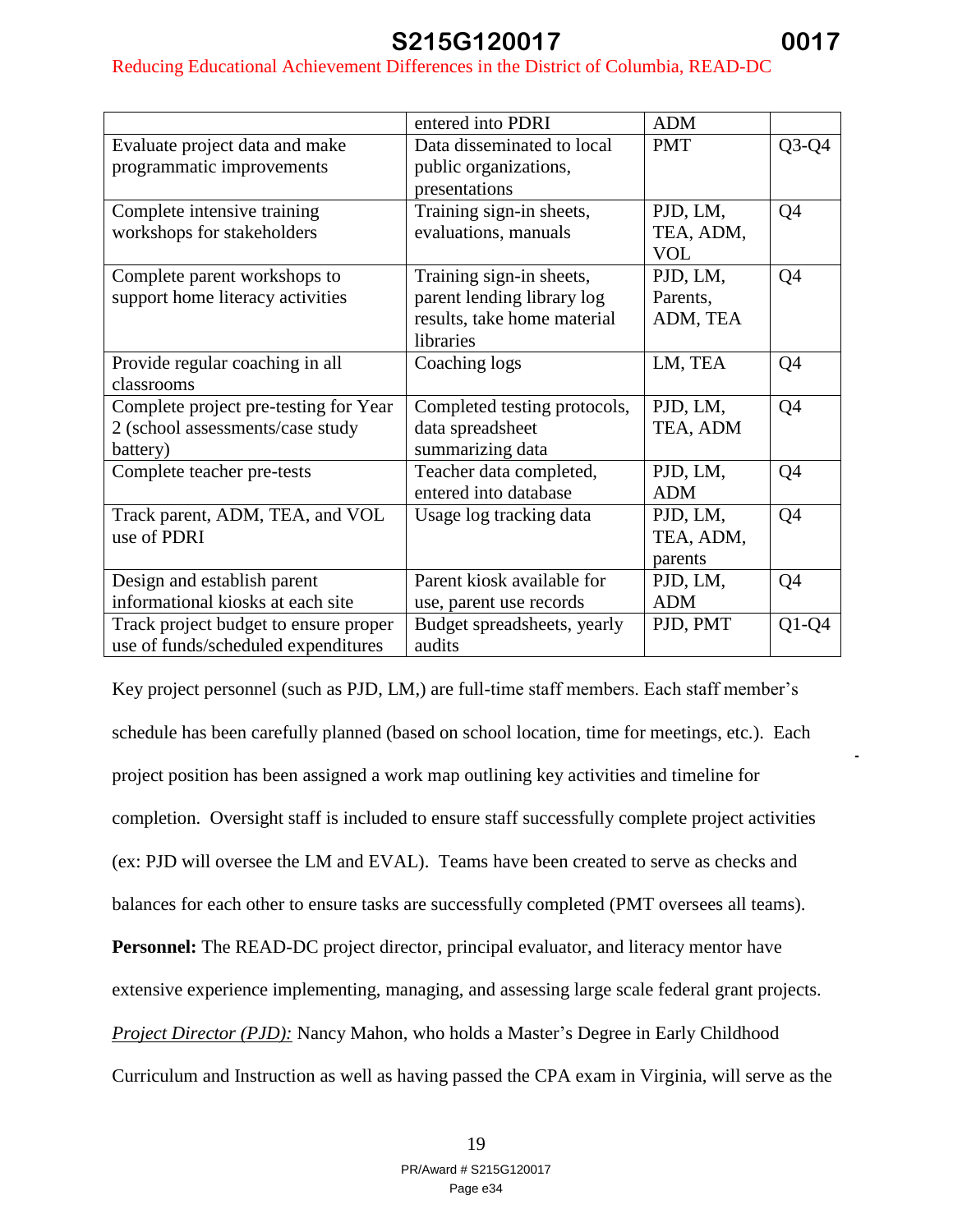| | entered into PDRI | ADM | |
|---|---|---|---|
| Evaluate project data and make programmatic improvements | Data disseminated to local public organizations, presentations | PMT | Q3-Q4 |
| Complete intensive training workshops for stakeholders | Training sign-in sheets, evaluations, manuals | PJD, LM, TEA, ADM, VOL | Q4 |
| Complete parent workshops to support home literacy activities | Training sign-in sheets, parent lending library log results, take home material libraries | PJD, LM, Parents, ADM, TEA | Q4 |
| Provide regular coaching in all classrooms | Coaching logs | LM, TEA | Q4 |
| Complete project pre-testing for Year 2 (school assessments/case study battery) | Completed testing protocols, data spreadsheet summarizing data | PJD, LM, TEA, ADM | Q4 |
| Complete teacher pre-tests | Teacher data completed, entered into database | PJD, LM, ADM | Q4 |
| Track parent, ADM, TEA, and VOL use of PDRI | Usage log tracking data | PJD, LM, TEA, ADM, parents | Q4 |
| Design and establish parent informational kiosks at each site | Parent kiosk available for use, parent use records | PJD, LM, ADM | Q4 |
| Track project budget to ensure proper use of funds/scheduled expenditures | Budget spreadsheets, yearly audits | PJD, PMT | Q1-Q4 |

Key project personnel (such as PJD, LM,) are full-time staff members. Each staff member's schedule has been carefully planned (based on school location, time for meetings, etc.). Each project position has been assigned a work map outlining key activities and timeline for completion. Oversight staff is included to ensure staff successfully complete project activities (ex: PJD will oversee the LM and EVAL). Teams have been created to serve as checks and balances for each other to ensure tasks are successfully completed (PMT oversees all teams).

**Personnel:** The READ-DC project director, principal evaluator, and literacy mentor have extensive experience implementing, managing, and assessing large scale federal grant projects.

*Project Director (PJD):* Nancy Mahon, who holds a Master's Degree in Early Childhood Curriculum and Instruction as well as having passed the CPA exam in Virginia, will serve as the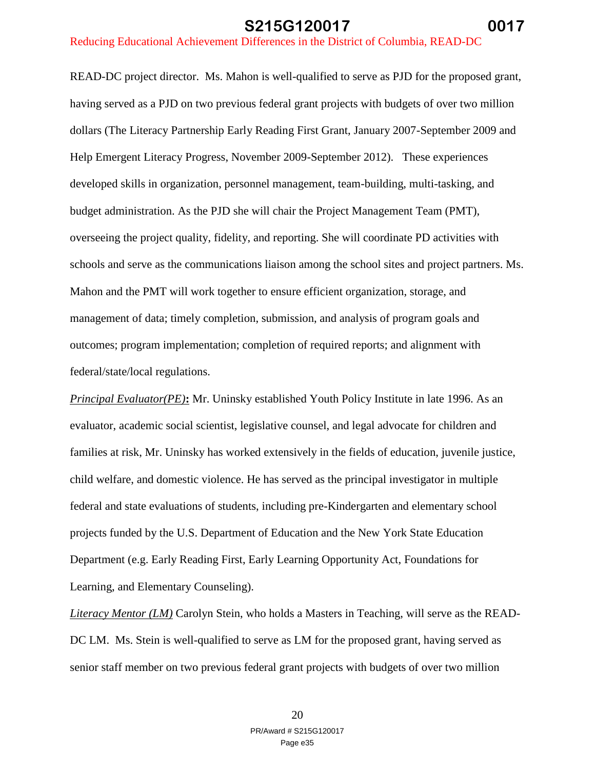READ-DC project director. Ms. Mahon is well-qualified to serve as PJD for the proposed grant, having served as a PJD on two previous federal grant projects with budgets of over two million dollars (The Literacy Partnership Early Reading First Grant, January 2007-September 2009 and Help Emergent Literacy Progress, November 2009-September 2012). These experiences developed skills in organization, personnel management, team-building, multi-tasking, and budget administration. As the PJD she will chair the Project Management Team (PMT), overseeing the project quality, fidelity, and reporting. She will coordinate PD activities with schools and serve as the communications liaison among the school sites and project partners. Ms. Mahon and the PMT will work together to ensure efficient organization, storage, and management of data; timely completion, submission, and analysis of program goals and outcomes; program implementation; completion of required reports; and alignment with federal/state/local regulations.

*Principal Evaluator(PE)*: Mr. Uninsky established Youth Policy Institute in late 1996. As an evaluator, academic social scientist, legislative counsel, and legal advocate for children and families at risk, Mr. Uninsky has worked extensively in the fields of education, juvenile justice, child welfare, and domestic violence. He has served as the principal investigator in multiple federal and state evaluations of students, including pre-Kindergarten and elementary school projects funded by the U.S. Department of Education and the New York State Education Department (e.g. Early Reading First, Early Learning Opportunity Act, Foundations for Learning, and Elementary Counseling).

*Literacy Mentor (LM)* Carolyn Stein, who holds a Masters in Teaching, will serve as the READ-DC LM. Ms. Stein is well-qualified to serve as LM for the proposed grant, having served as senior staff member on two previous federal grant projects with budgets of over two million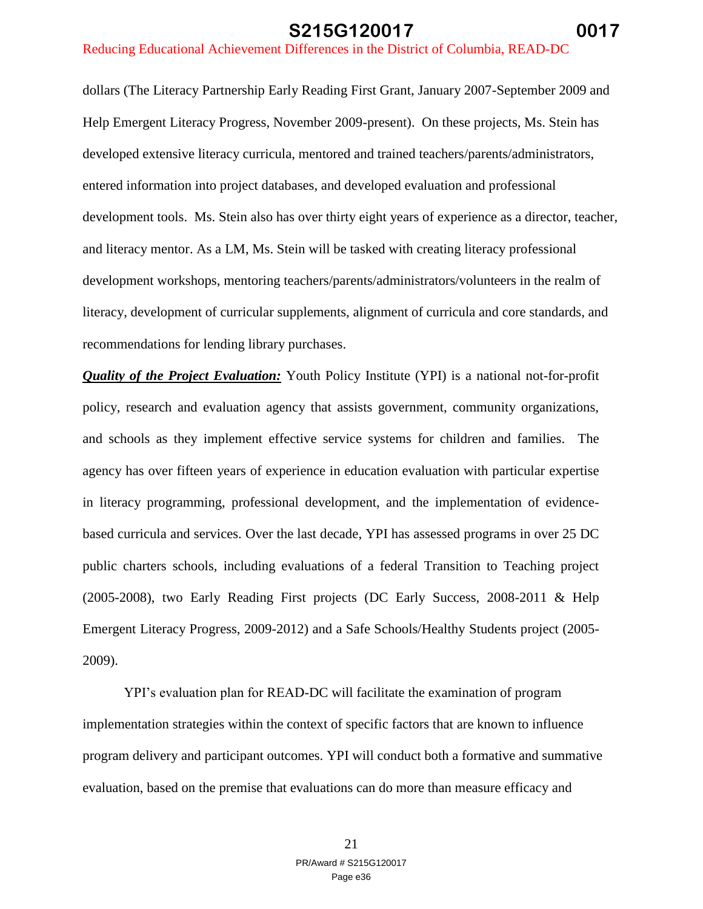dollars (The Literacy Partnership Early Reading First Grant, January 2007-September 2009 and Help Emergent Literacy Progress, November 2009-present). On these projects, Ms. Stein has developed extensive literacy curricula, mentored and trained teachers/parents/administrators, entered information into project databases, and developed evaluation and professional development tools. Ms. Stein also has over thirty eight years of experience as a director, teacher, and literacy mentor. As a LM, Ms. Stein will be tasked with creating literacy professional development workshops, mentoring teachers/parents/administrators/volunteers in the realm of literacy, development of curricular supplements, alignment of curricula and core standards, and recommendations for lending library purchases.

***Quality of the Project Evaluation:*** Youth Policy Institute (YPI) is a national not-for-profit policy, research and evaluation agency that assists government, community organizations, and schools as they implement effective service systems for children and families. The agency has over fifteen years of experience in education evaluation with particular expertise in literacy programming, professional development, and the implementation of evidence-based curricula and services. Over the last decade, YPI has assessed programs in over 25 DC public charters schools, including evaluations of a federal Transition to Teaching project (2005-2008), two Early Reading First projects (DC Early Success, 2008-2011 & Help Emergent Literacy Progress, 2009-2012) and a Safe Schools/Healthy Students project (2005-2009).

YPI's evaluation plan for READ-DC will facilitate the examination of program implementation strategies within the context of specific factors that are known to influence program delivery and participant outcomes. YPI will conduct both a formative and summative evaluation, based on the premise that evaluations can do more than measure efficacy and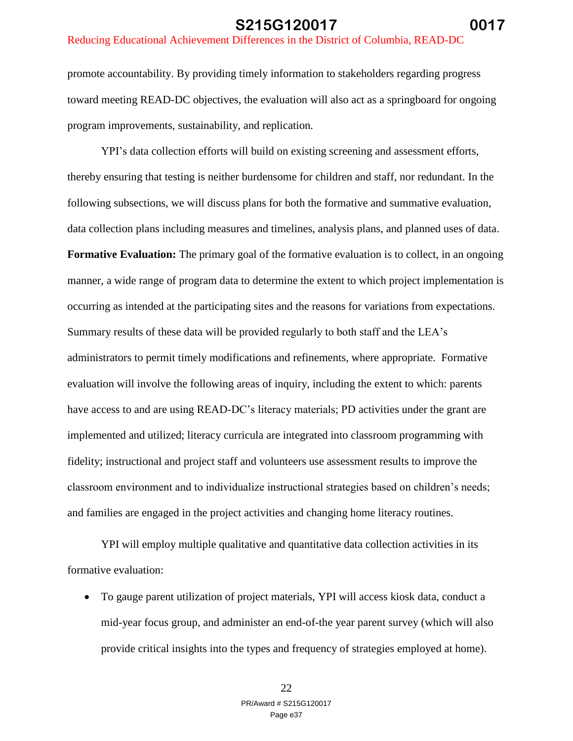promote accountability. By providing timely information to stakeholders regarding progress toward meeting READ-DC objectives, the evaluation will also act as a springboard for ongoing program improvements, sustainability, and replication.

YPI's data collection efforts will build on existing screening and assessment efforts, thereby ensuring that testing is neither burdensome for children and staff, nor redundant. In the following subsections, we will discuss plans for both the formative and summative evaluation, data collection plans including measures and timelines, analysis plans, and planned uses of data.

**Formative Evaluation:** The primary goal of the formative evaluation is to collect, in an ongoing manner, a wide range of program data to determine the extent to which project implementation is occurring as intended at the participating sites and the reasons for variations from expectations. Summary results of these data will be provided regularly to both staff and the LEA's administrators to permit timely modifications and refinements, where appropriate. Formative evaluation will involve the following areas of inquiry, including the extent to which: parents have access to and are using READ-DC's literacy materials; PD activities under the grant are implemented and utilized; literacy curricula are integrated into classroom programming with fidelity; instructional and project staff and volunteers use assessment results to improve the classroom environment and to individualize instructional strategies based on children's needs; and families are engaged in the project activities and changing home literacy routines.

YPI will employ multiple qualitative and quantitative data collection activities in its formative evaluation:

- To gauge parent utilization of project materials, YPI will access kiosk data, conduct a mid-year focus group, and administer an end-of-the year parent survey (which will also provide critical insights into the types and frequency of strategies employed at home).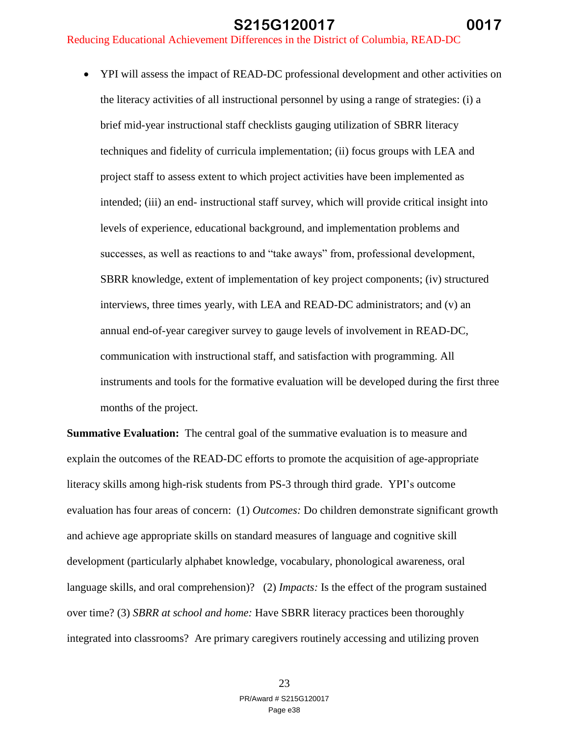- YPI will assess the impact of READ-DC professional development and other activities on the literacy activities of all instructional personnel by using a range of strategies: (i) a brief mid-year instructional staff checklists gauging utilization of SBRR literacy techniques and fidelity of curricula implementation; (ii) focus groups with LEA and project staff to assess extent to which project activities have been implemented as intended; (iii) an end- instructional staff survey, which will provide critical insight into levels of experience, educational background, and implementation problems and successes, as well as reactions to and "take aways" from, professional development, SBRR knowledge, extent of implementation of key project components; (iv) structured interviews, three times yearly, with LEA and READ-DC administrators; and (v) an annual end-of-year caregiver survey to gauge levels of involvement in READ-DC, communication with instructional staff, and satisfaction with programming. All instruments and tools for the formative evaluation will be developed during the first three months of the project.

**Summative Evaluation:** The central goal of the summative evaluation is to measure and explain the outcomes of the READ-DC efforts to promote the acquisition of age-appropriate literacy skills among high-risk students from PS-3 through third grade. YPI's outcome evaluation has four areas of concern: (1) *Outcomes:* Do children demonstrate significant growth and achieve age appropriate skills on standard measures of language and cognitive skill development (particularly alphabet knowledge, vocabulary, phonological awareness, oral language skills, and oral comprehension)? (2) *Impacts:* Is the effect of the program sustained over time? (3) *SBRR at school and home:* Have SBRR literacy practices been thoroughly integrated into classrooms? Are primary caregivers routinely accessing and utilizing proven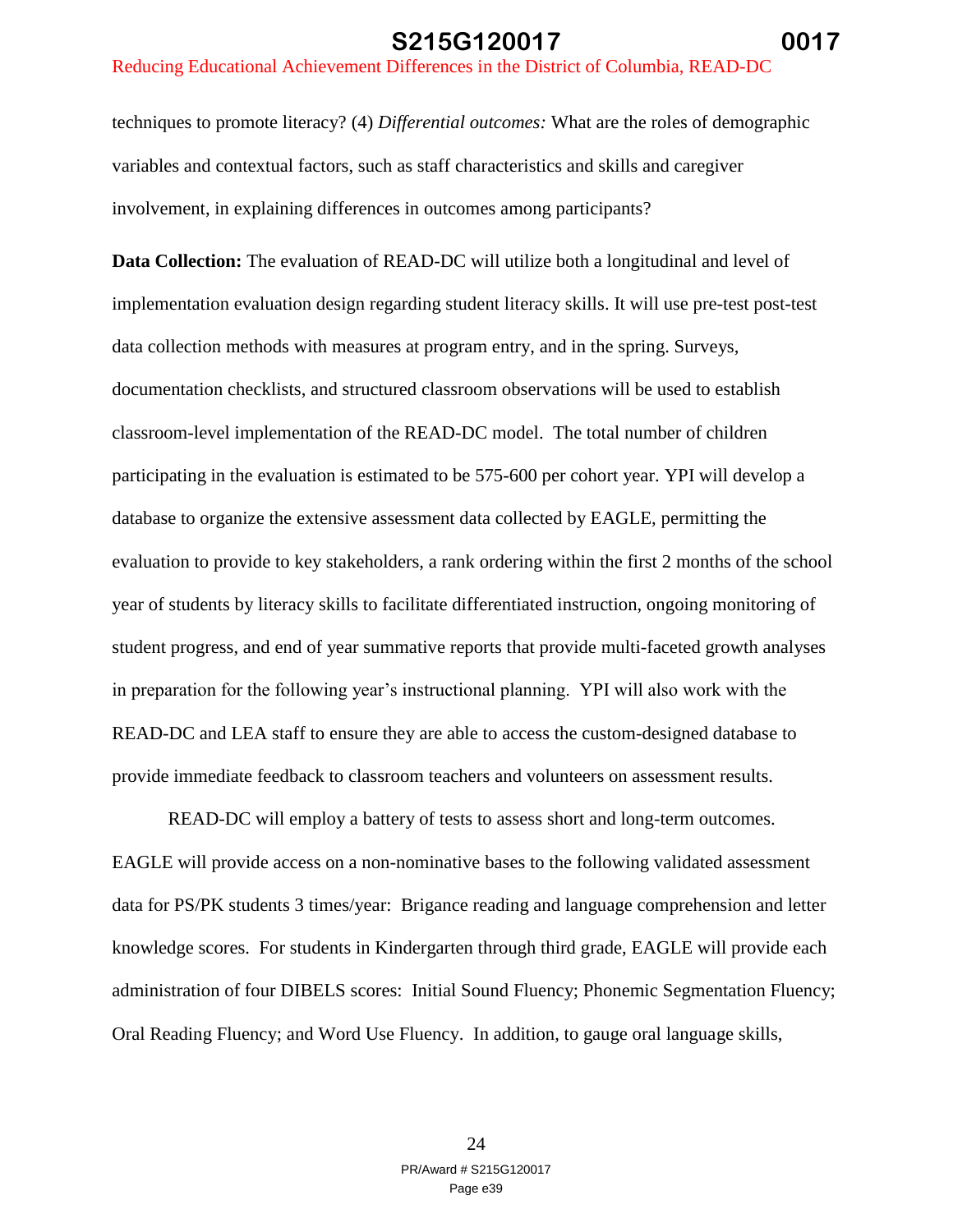techniques to promote literacy? (4) *Differential outcomes:* What are the roles of demographic variables and contextual factors, such as staff characteristics and skills and caregiver involvement, in explaining differences in outcomes among participants?

**Data Collection:** The evaluation of READ-DC will utilize both a longitudinal and level of implementation evaluation design regarding student literacy skills. It will use pre-test post-test data collection methods with measures at program entry, and in the spring. Surveys, documentation checklists, and structured classroom observations will be used to establish classroom-level implementation of the READ-DC model. The total number of children participating in the evaluation is estimated to be 575-600 per cohort year. YPI will develop a database to organize the extensive assessment data collected by EAGLE, permitting the evaluation to provide to key stakeholders, a rank ordering within the first 2 months of the school year of students by literacy skills to facilitate differentiated instruction, ongoing monitoring of student progress, and end of year summative reports that provide multi-faceted growth analyses in preparation for the following year's instructional planning. YPI will also work with the READ-DC and LEA staff to ensure they are able to access the custom-designed database to provide immediate feedback to classroom teachers and volunteers on assessment results.

READ-DC will employ a battery of tests to assess short and long-term outcomes. EAGLE will provide access on a non-nominative bases to the following validated assessment data for PS/PK students 3 times/year: Brigance reading and language comprehension and letter knowledge scores. For students in Kindergarten through third grade, EAGLE will provide each administration of four DIBELS scores: Initial Sound Fluency; Phonemic Segmentation Fluency; Oral Reading Fluency; and Word Use Fluency. In addition, to gauge oral language skills,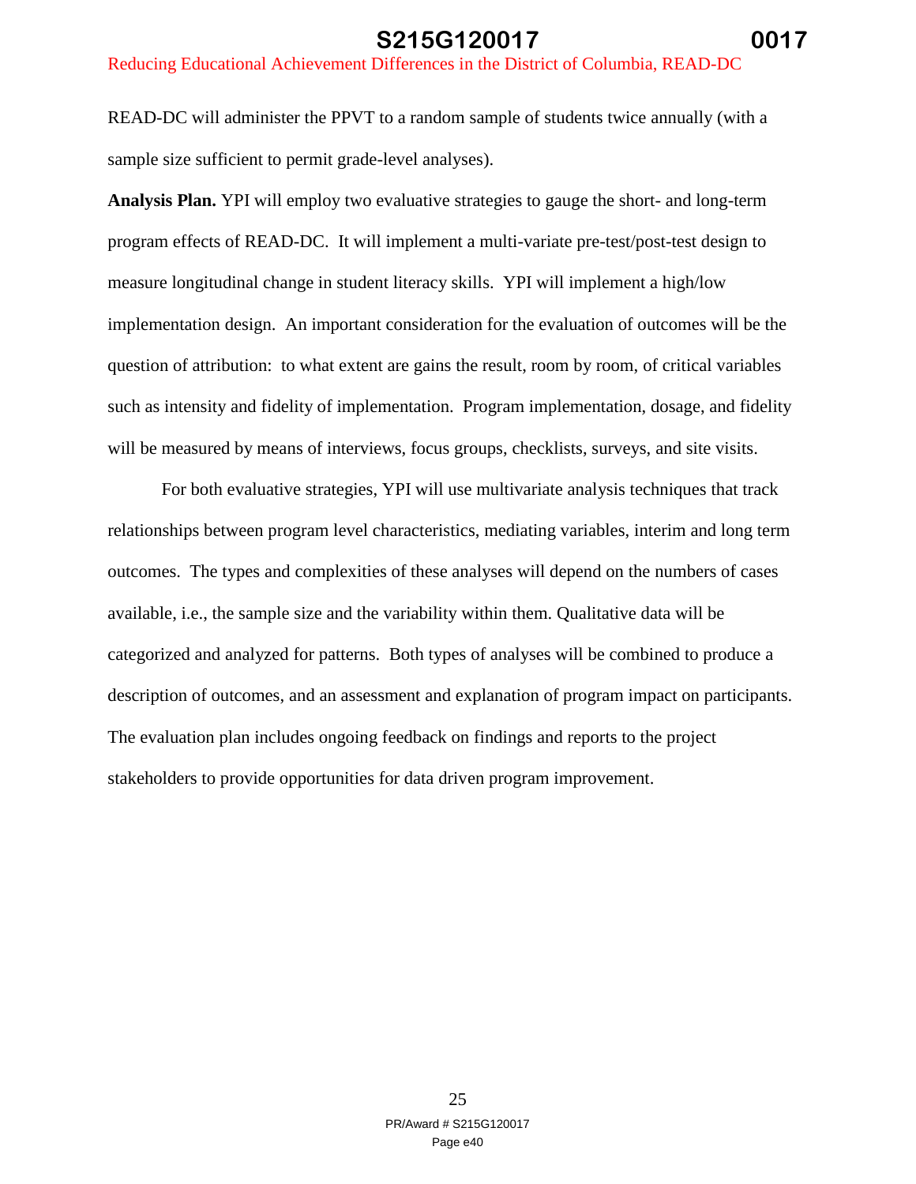READ-DC will administer the PPVT to a random sample of students twice annually (with a sample size sufficient to permit grade-level analyses).

**Analysis Plan.** YPI will employ two evaluative strategies to gauge the short- and long-term program effects of READ-DC. It will implement a multi-variate pre-test/post-test design to measure longitudinal change in student literacy skills. YPI will implement a high/low implementation design. An important consideration for the evaluation of outcomes will be the question of attribution: to what extent are gains the result, room by room, of critical variables such as intensity and fidelity of implementation. Program implementation, dosage, and fidelity will be measured by means of interviews, focus groups, checklists, surveys, and site visits.

For both evaluative strategies, YPI will use multivariate analysis techniques that track relationships between program level characteristics, mediating variables, interim and long term outcomes. The types and complexities of these analyses will depend on the numbers of cases available, i.e., the sample size and the variability within them. Qualitative data will be categorized and analyzed for patterns. Both types of analyses will be combined to produce a description of outcomes, and an assessment and explanation of program impact on participants. The evaluation plan includes ongoing feedback on findings and reports to the project stakeholders to provide opportunities for data driven program improvement.